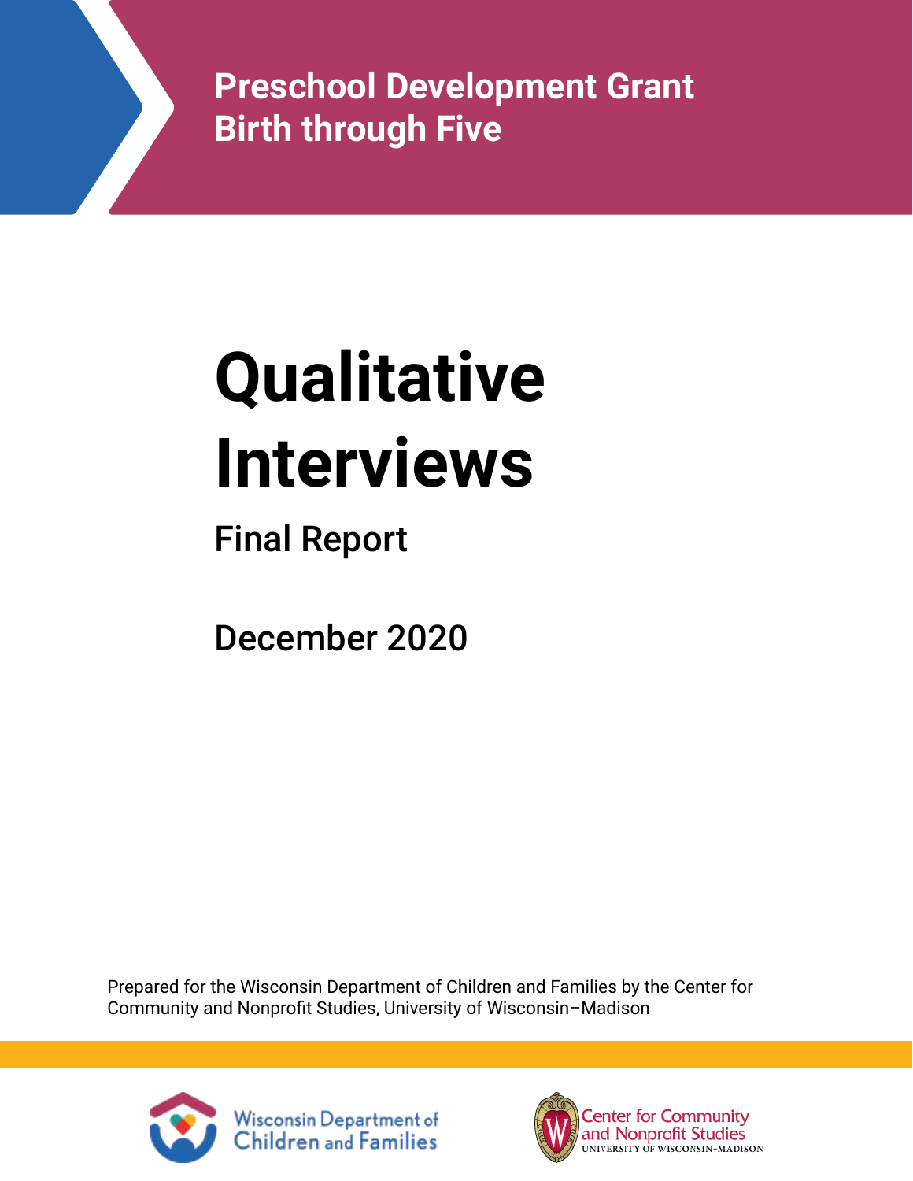**Preschool Development Grant Birth through Five**

# Qualitative Interviews

## Final Report

## December 2020

Prepared for the Wisconsin Department of Children and Families by the Center for Community and Nonprofit Studies, University of Wisconsin–Madison

Wisconsin Department of Children and Families

Center for Community and Nonprofit Studies
UNIVERSITY OF WISCONSIN–MADISON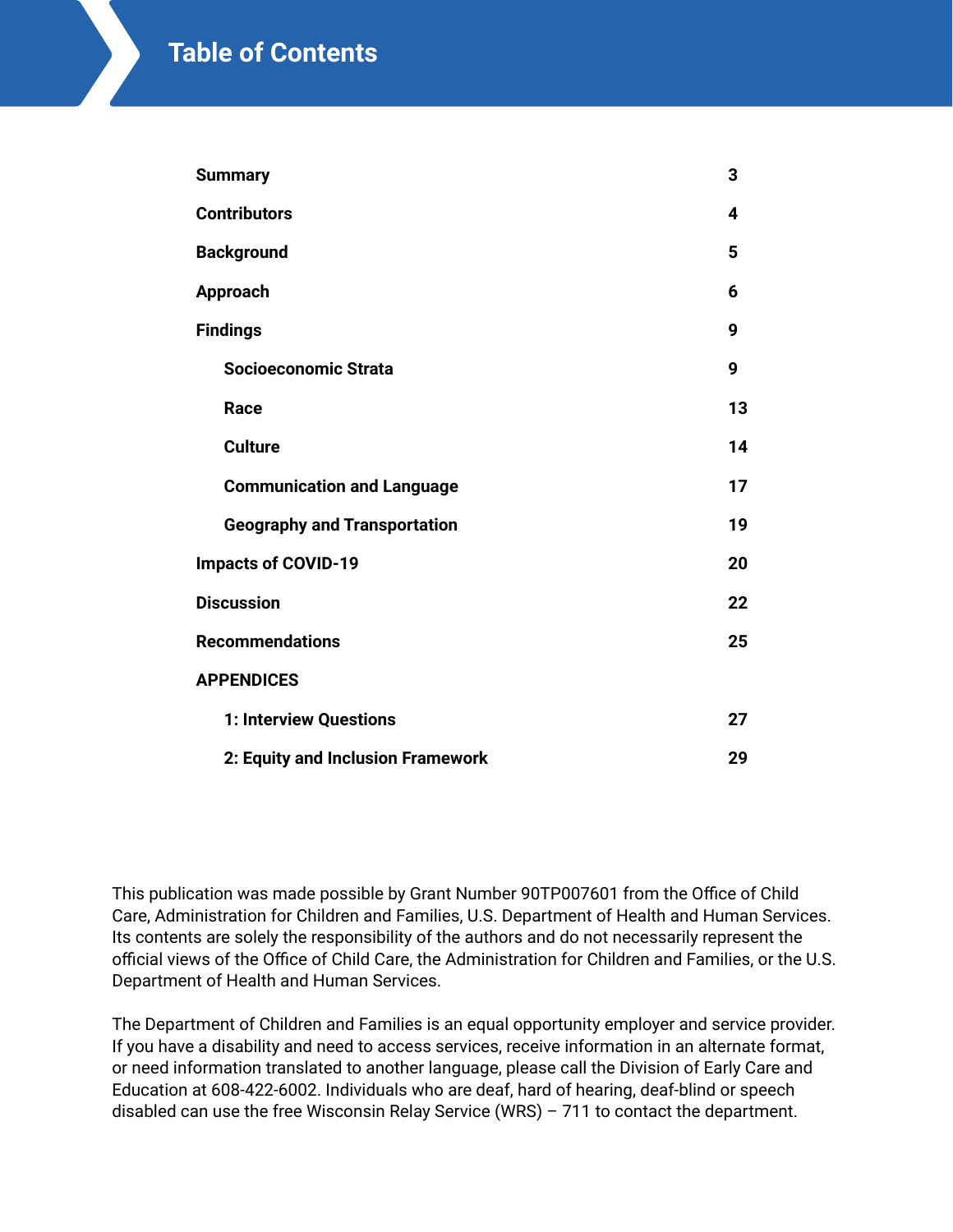# Table of Contents

| | |
|---|---|
| **Summary** | **3** |
| **Contributors** | **4** |
| **Background** | **5** |
| **Approach** | **6** |
| **Findings** | **9** |
| &nbsp;&nbsp;&nbsp;&nbsp;**Socioeconomic Strata** | **9** |
| &nbsp;&nbsp;&nbsp;&nbsp;**Race** | **13** |
| &nbsp;&nbsp;&nbsp;&nbsp;**Culture** | **14** |
| &nbsp;&nbsp;&nbsp;&nbsp;**Communication and Language** | **17** |
| &nbsp;&nbsp;&nbsp;&nbsp;**Geography and Transportation** | **19** |
| **Impacts of COVID-19** | **20** |
| **Discussion** | **22** |
| **Recommendations** | **25** |
| **APPENDICES** | |
| &nbsp;&nbsp;&nbsp;&nbsp;**1: Interview Questions** | **27** |
| &nbsp;&nbsp;&nbsp;&nbsp;**2: Equity and Inclusion Framework** | **29** |

This publication was made possible by Grant Number 90TP007601 from the Office of Child Care, Administration for Children and Families, U.S. Department of Health and Human Services. Its contents are solely the responsibility of the authors and do not necessarily represent the official views of the Office of Child Care, the Administration for Children and Families, or the U.S. Department of Health and Human Services.

The Department of Children and Families is an equal opportunity employer and service provider. If you have a disability and need to access services, receive information in an alternate format, or need information translated to another language, please call the Division of Early Care and Education at 608-422-6002. Individuals who are deaf, hard of hearing, deaf-blind or speech disabled can use the free Wisconsin Relay Service (WRS) – 711 to contact the department.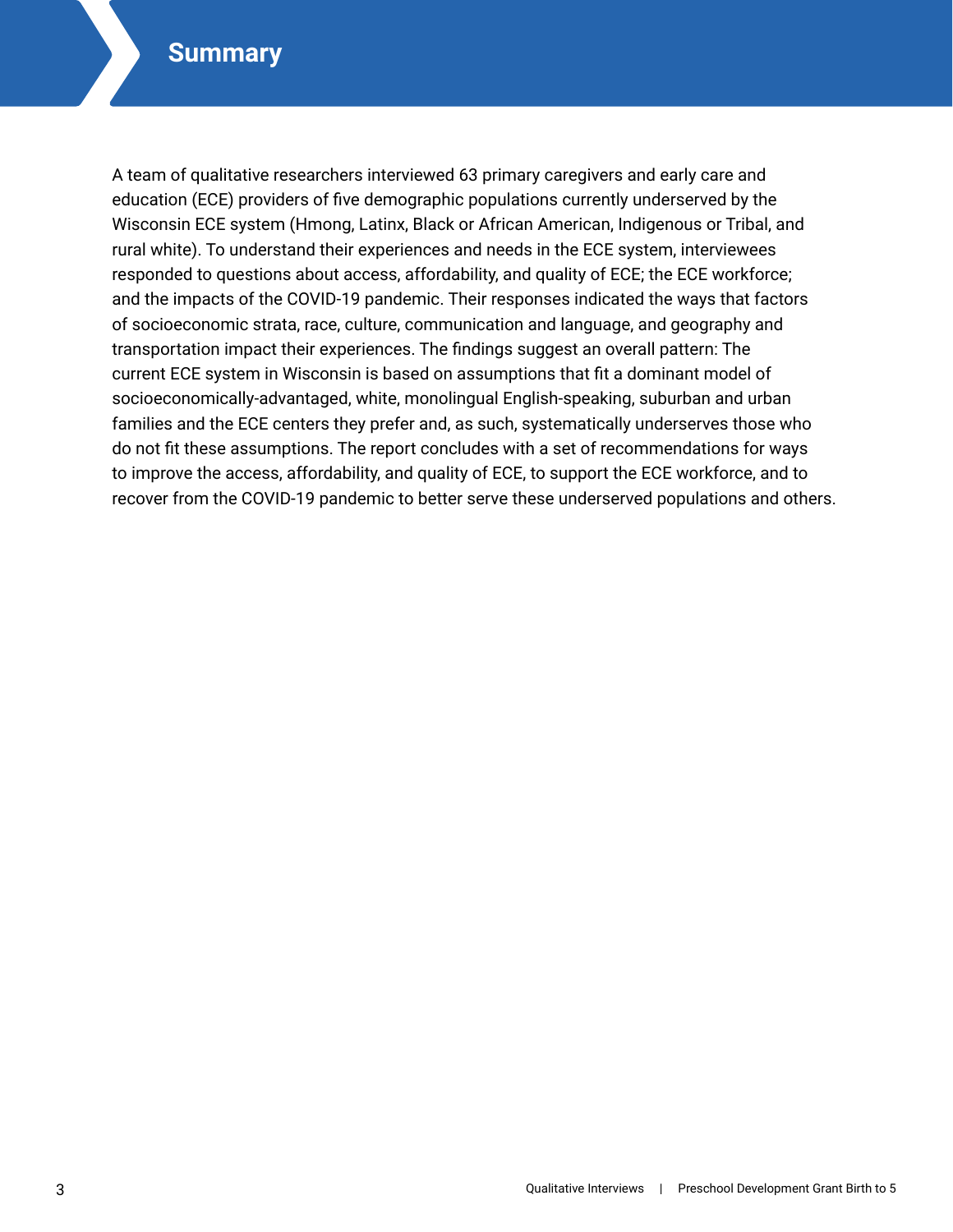# Summary

A team of qualitative researchers interviewed 63 primary caregivers and early care and education (ECE) providers of five demographic populations currently underserved by the Wisconsin ECE system (Hmong, Latinx, Black or African American, Indigenous or Tribal, and rural white). To understand their experiences and needs in the ECE system, interviewees responded to questions about access, affordability, and quality of ECE; the ECE workforce; and the impacts of the COVID-19 pandemic. Their responses indicated the ways that factors of socioeconomic strata, race, culture, communication and language, and geography and transportation impact their experiences. The findings suggest an overall pattern: The current ECE system in Wisconsin is based on assumptions that fit a dominant model of socioeconomically-advantaged, white, monolingual English-speaking, suburban and urban families and the ECE centers they prefer and, as such, systematically underserves those who do not fit these assumptions. The report concludes with a set of recommendations for ways to improve the access, affordability, and quality of ECE, to support the ECE workforce, and to recover from the COVID-19 pandemic to better serve these underserved populations and others.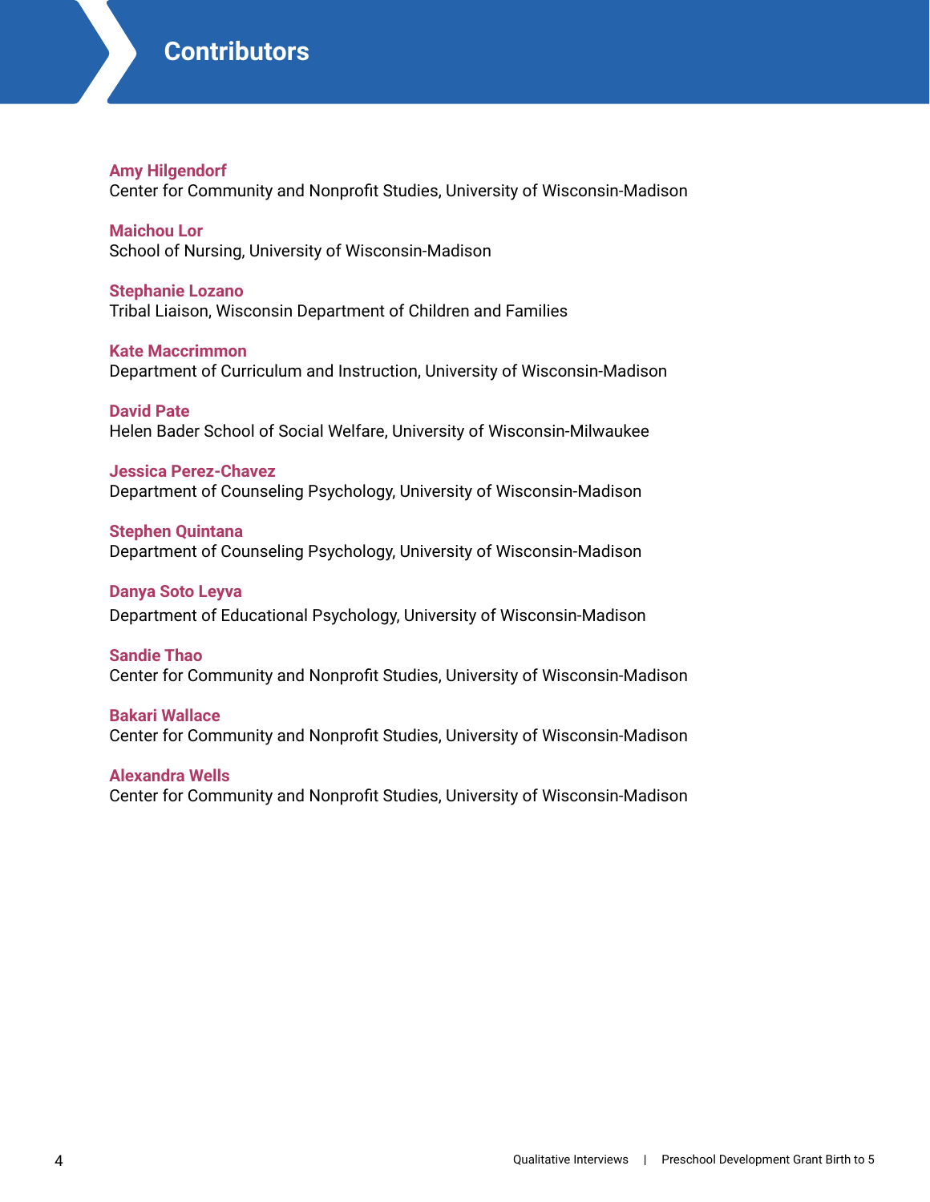# Contributors

**Amy Hilgendorf**
Center for Community and Nonprofit Studies, University of Wisconsin-Madison

**Maichou Lor**
School of Nursing, University of Wisconsin-Madison

**Stephanie Lozano**
Tribal Liaison, Wisconsin Department of Children and Families

**Kate Maccrimmon**
Department of Curriculum and Instruction, University of Wisconsin-Madison

**David Pate**
Helen Bader School of Social Welfare, University of Wisconsin-Milwaukee

**Jessica Perez-Chavez**
Department of Counseling Psychology, University of Wisconsin-Madison

**Stephen Quintana**
Department of Counseling Psychology, University of Wisconsin-Madison

**Danya Soto Leyva**
Department of Educational Psychology, University of Wisconsin-Madison

**Sandie Thao**
Center for Community and Nonprofit Studies, University of Wisconsin-Madison

**Bakari Wallace**
Center for Community and Nonprofit Studies, University of Wisconsin-Madison

**Alexandra Wells**
Center for Community and Nonprofit Studies, University of Wisconsin-Madison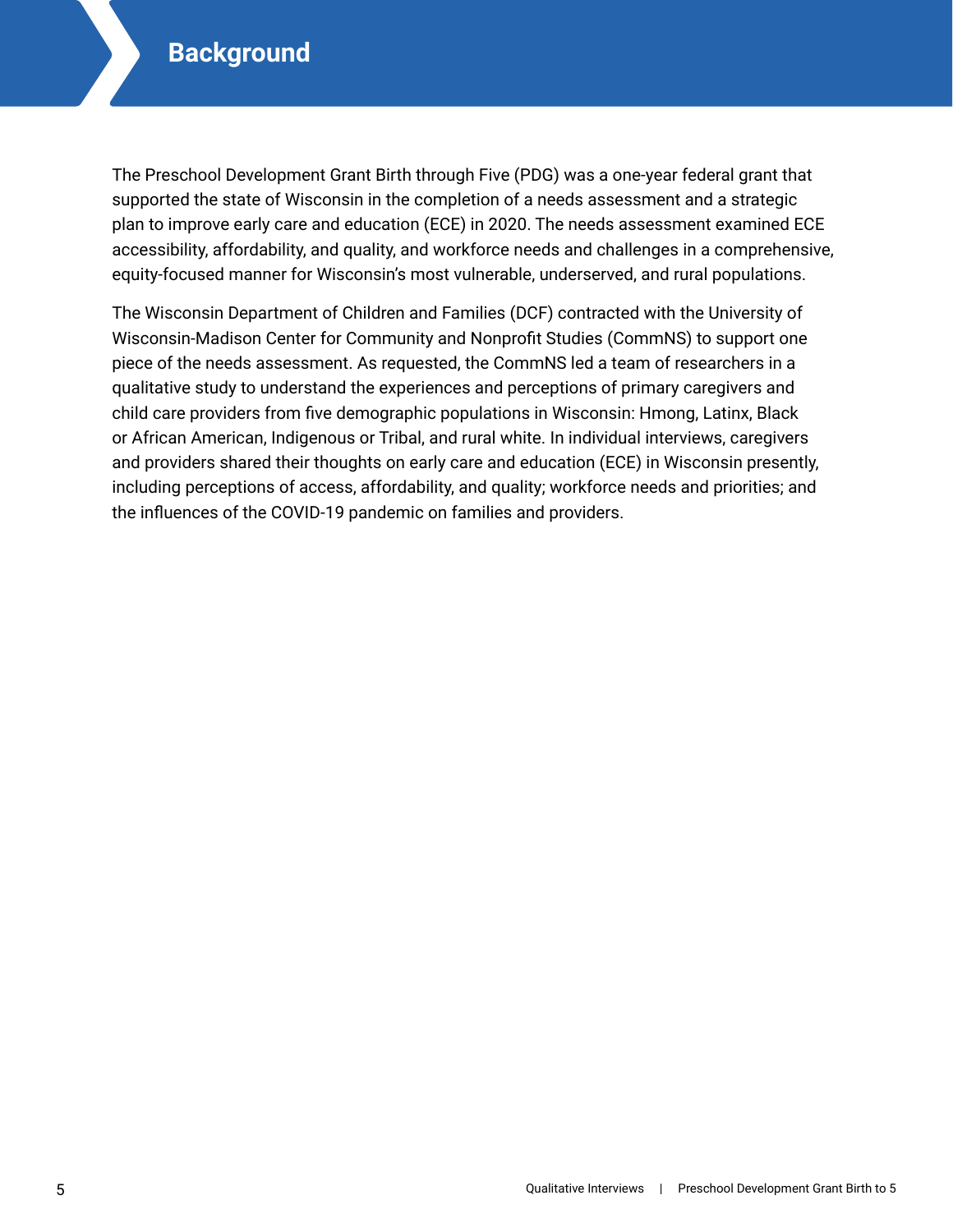# Background

The Preschool Development Grant Birth through Five (PDG) was a one-year federal grant that supported the state of Wisconsin in the completion of a needs assessment and a strategic plan to improve early care and education (ECE) in 2020. The needs assessment examined ECE accessibility, affordability, and quality, and workforce needs and challenges in a comprehensive, equity-focused manner for Wisconsin's most vulnerable, underserved, and rural populations.

The Wisconsin Department of Children and Families (DCF) contracted with the University of Wisconsin-Madison Center for Community and Nonprofit Studies (CommNS) to support one piece of the needs assessment. As requested, the CommNS led a team of researchers in a qualitative study to understand the experiences and perceptions of primary caregivers and child care providers from five demographic populations in Wisconsin: Hmong, Latinx, Black or African American, Indigenous or Tribal, and rural white. In individual interviews, caregivers and providers shared their thoughts on early care and education (ECE) in Wisconsin presently, including perceptions of access, affordability, and quality; workforce needs and priorities; and the influences of the COVID-19 pandemic on families and providers.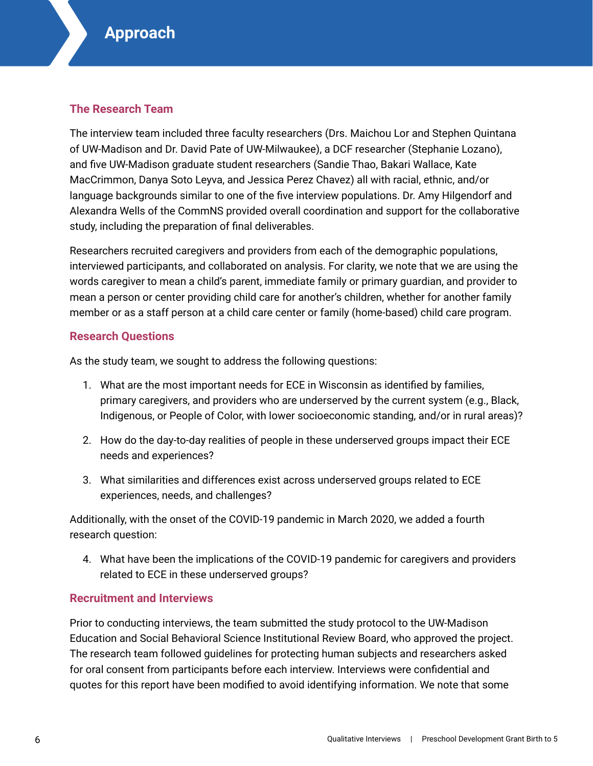# Approach

## The Research Team

The interview team included three faculty researchers (Drs. Maichou Lor and Stephen Quintana of UW-Madison and Dr. David Pate of UW-Milwaukee), a DCF researcher (Stephanie Lozano), and five UW-Madison graduate student researchers (Sandie Thao, Bakari Wallace, Kate MacCrimmon, Danya Soto Leyva, and Jessica Perez Chavez) all with racial, ethnic, and/or language backgrounds similar to one of the five interview populations. Dr. Amy Hilgendorf and Alexandra Wells of the CommNS provided overall coordination and support for the collaborative study, including the preparation of final deliverables.

Researchers recruited caregivers and providers from each of the demographic populations, interviewed participants, and collaborated on analysis. For clarity, we note that we are using the words caregiver to mean a child's parent, immediate family or primary guardian, and provider to mean a person or center providing child care for another's children, whether for another family member or as a staff person at a child care center or family (home-based) child care program.

## Research Questions

As the study team, we sought to address the following questions:

1. What are the most important needs for ECE in Wisconsin as identified by families, primary caregivers, and providers who are underserved by the current system (e.g., Black, Indigenous, or People of Color, with lower socioeconomic standing, and/or in rural areas)?
2. How do the day-to-day realities of people in these underserved groups impact their ECE needs and experiences?
3. What similarities and differences exist across underserved groups related to ECE experiences, needs, and challenges?

Additionally, with the onset of the COVID-19 pandemic in March 2020, we added a fourth research question:

4. What have been the implications of the COVID-19 pandemic for caregivers and providers related to ECE in these underserved groups?

## Recruitment and Interviews

Prior to conducting interviews, the team submitted the study protocol to the UW-Madison Education and Social Behavioral Science Institutional Review Board, who approved the project. The research team followed guidelines for protecting human subjects and researchers asked for oral consent from participants before each interview. Interviews were confidential and quotes for this report have been modified to avoid identifying information. We note that some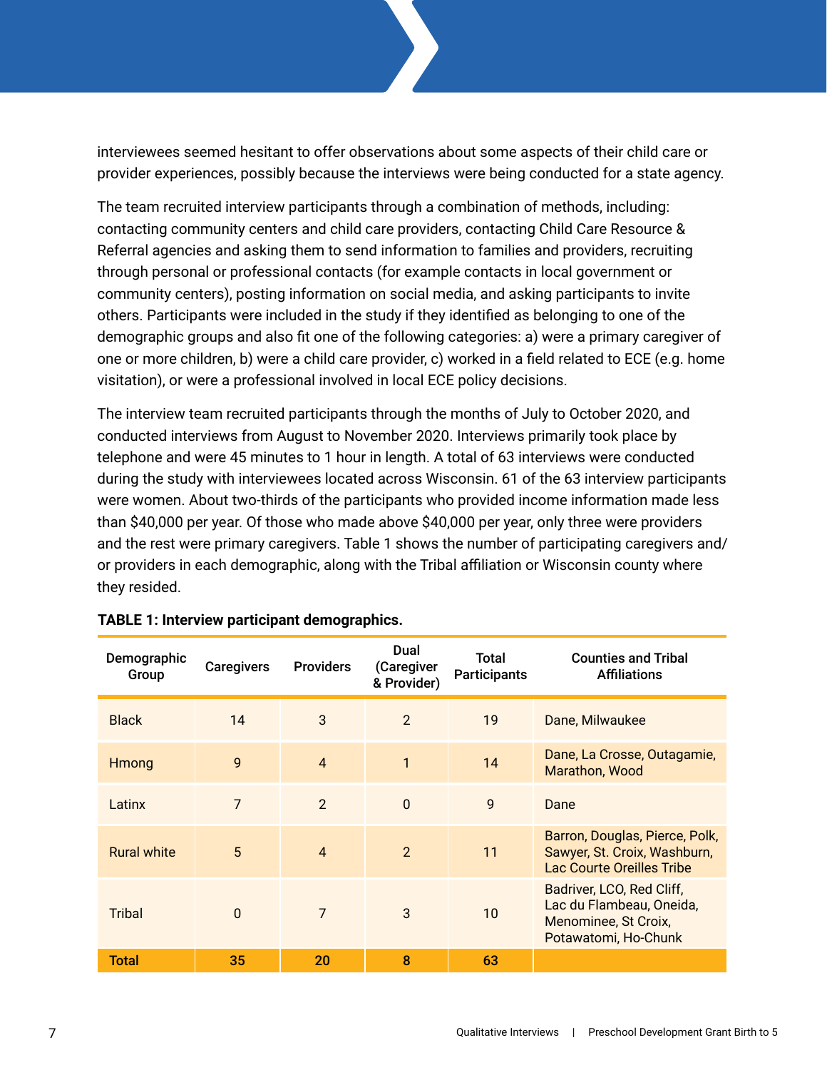interviewees seemed hesitant to offer observations about some aspects of their child care or provider experiences, possibly because the interviews were being conducted for a state agency.

The team recruited interview participants through a combination of methods, including: contacting community centers and child care providers, contacting Child Care Resource & Referral agencies and asking them to send information to families and providers, recruiting through personal or professional contacts (for example contacts in local government or community centers), posting information on social media, and asking participants to invite others. Participants were included in the study if they identified as belonging to one of the demographic groups and also fit one of the following categories: a) were a primary caregiver of one or more children, b) were a child care provider, c) worked in a field related to ECE (e.g. home visitation), or were a professional involved in local ECE policy decisions.

The interview team recruited participants through the months of July to October 2020, and conducted interviews from August to November 2020. Interviews primarily took place by telephone and were 45 minutes to 1 hour in length. A total of 63 interviews were conducted during the study with interviewees located across Wisconsin. 61 of the 63 interview participants were women. About two-thirds of the participants who provided income information made less than $40,000 per year. Of those who made above $40,000 per year, only three were providers and the rest were primary caregivers. Table 1 shows the number of participating caregivers and/or providers in each demographic, along with the Tribal affiliation or Wisconsin county where they resided.

**TABLE 1: Interview participant demographics.**

| Demographic Group | Caregivers | Providers | Dual (Caregiver & Provider) | Total Participants | Counties and Tribal Affiliations |
|---|---|---|---|---|---|
| Black | 14 | 3 | 2 | 19 | Dane, Milwaukee |
| Hmong | 9 | 4 | 1 | 14 | Dane, La Crosse, Outagamie, Marathon, Wood |
| Latinx | 7 | 2 | 0 | 9 | Dane |
| Rural white | 5 | 4 | 2 | 11 | Barron, Douglas, Pierce, Polk, Sawyer, St. Croix, Washburn, Lac Courte Oreilles Tribe |
| Tribal | 0 | 7 | 3 | 10 | Badriver, LCO, Red Cliff, Lac du Flambeau, Oneida, Menominee, St Croix, Potawatomi, Ho-Chunk |
| **Total** | **35** | **20** | **8** | **63** | |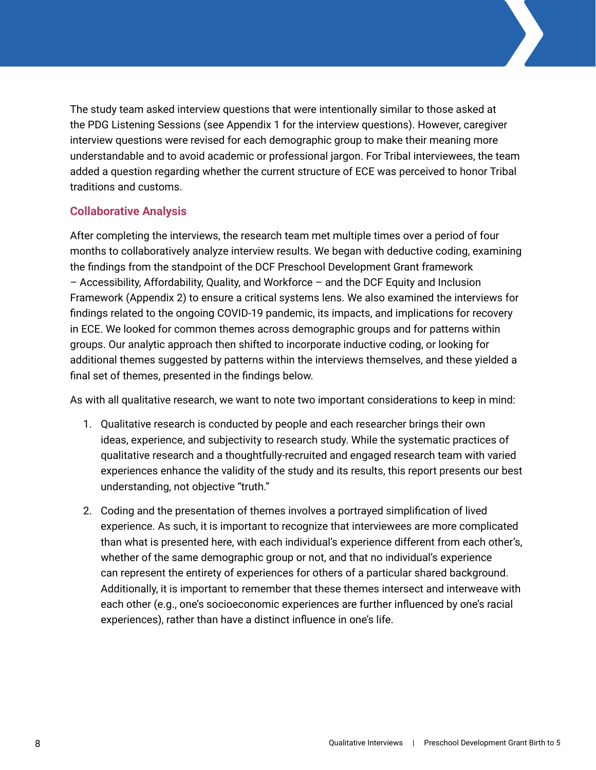The study team asked interview questions that were intentionally similar to those asked at the PDG Listening Sessions (see Appendix 1 for the interview questions). However, caregiver interview questions were revised for each demographic group to make their meaning more understandable and to avoid academic or professional jargon. For Tribal interviewees, the team added a question regarding whether the current structure of ECE was perceived to honor Tribal traditions and customs.

### Collaborative Analysis

After completing the interviews, the research team met multiple times over a period of four months to collaboratively analyze interview results. We began with deductive coding, examining the findings from the standpoint of the DCF Preschool Development Grant framework – Accessibility, Affordability, Quality, and Workforce – and the DCF Equity and Inclusion Framework (Appendix 2) to ensure a critical systems lens. We also examined the interviews for findings related to the ongoing COVID-19 pandemic, its impacts, and implications for recovery in ECE. We looked for common themes across demographic groups and for patterns within groups. Our analytic approach then shifted to incorporate inductive coding, or looking for additional themes suggested by patterns within the interviews themselves, and these yielded a final set of themes, presented in the findings below.

As with all qualitative research, we want to note two important considerations to keep in mind:

1. Qualitative research is conducted by people and each researcher brings their own ideas, experience, and subjectivity to research study. While the systematic practices of qualitative research and a thoughtfully-recruited and engaged research team with varied experiences enhance the validity of the study and its results, this report presents our best understanding, not objective "truth."

2. Coding and the presentation of themes involves a portrayed simplification of lived experience. As such, it is important to recognize that interviewees are more complicated than what is presented here, with each individual's experience different from each other's, whether of the same demographic group or not, and that no individual's experience can represent the entirety of experiences for others of a particular shared background. Additionally, it is important to remember that these themes intersect and interweave with each other (e.g., one's socioeconomic experiences are further influenced by one's racial experiences), rather than have a distinct influence in one's life.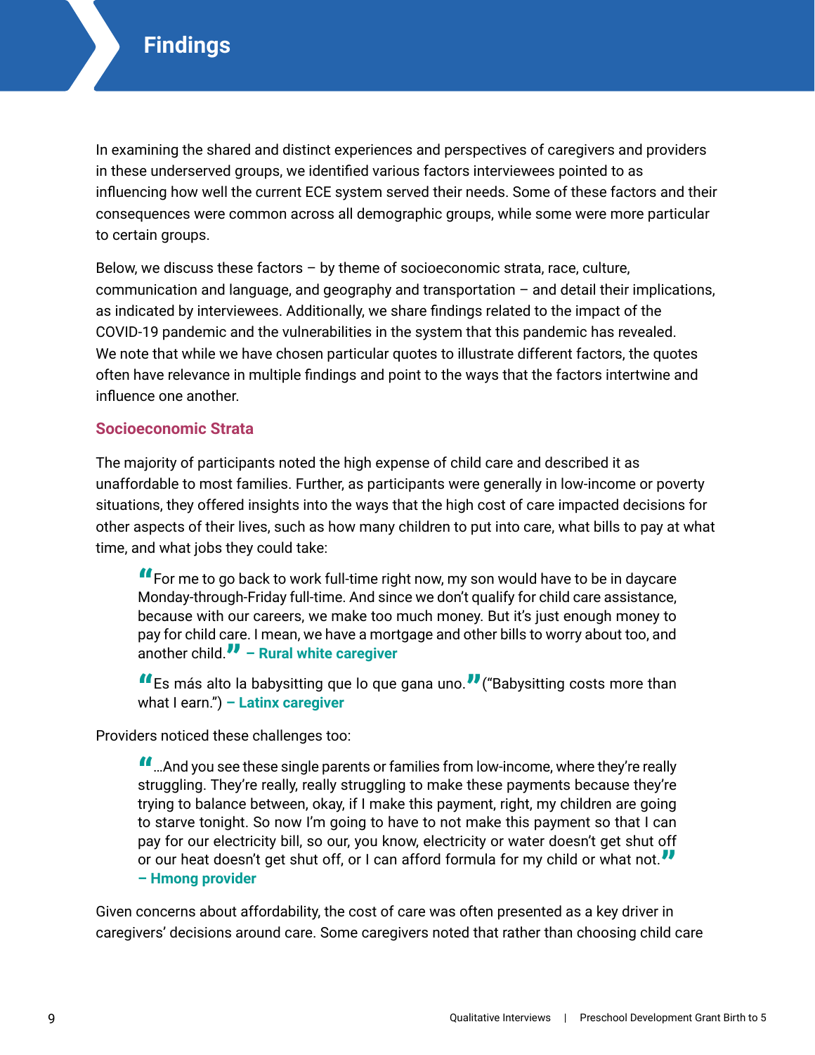# Findings

In examining the shared and distinct experiences and perspectives of caregivers and providers in these underserved groups, we identified various factors interviewees pointed to as influencing how well the current ECE system served their needs. Some of these factors and their consequences were common across all demographic groups, while some were more particular to certain groups.

Below, we discuss these factors – by theme of socioeconomic strata, race, culture, communication and language, and geography and transportation – and detail their implications, as indicated by interviewees. Additionally, we share findings related to the impact of the COVID-19 pandemic and the vulnerabilities in the system that this pandemic has revealed. We note that while we have chosen particular quotes to illustrate different factors, the quotes often have relevance in multiple findings and point to the ways that the factors intertwine and influence one another.

## Socioeconomic Strata

The majority of participants noted the high expense of child care and described it as unaffordable to most families. Further, as participants were generally in low-income or poverty situations, they offered insights into the ways that the high cost of care impacted decisions for other aspects of their lives, such as how many children to put into care, what bills to pay at what time, and what jobs they could take:

> "For me to go back to work full-time right now, my son would have to be in daycare Monday-through-Friday full-time. And since we don't qualify for child care assistance, because with our careers, we make too much money. But it's just enough money to pay for child care. I mean, we have a mortgage and other bills to worry about too, and another child." **– Rural white caregiver**

> "Es más alto la babysitting que lo que gana uno." ("Babysitting costs more than what I earn.") **– Latinx caregiver**

Providers noticed these challenges too:

> "…And you see these single parents or families from low-income, where they're really struggling. They're really, really struggling to make these payments because they're trying to balance between, okay, if I make this payment, right, my children are going to starve tonight. So now I'm going to have to not make this payment so that I can pay for our electricity bill, so our, you know, electricity or water doesn't get shut off or our heat doesn't get shut off, or I can afford formula for my child or what not." **– Hmong provider**

Given concerns about affordability, the cost of care was often presented as a key driver in caregivers' decisions around care. Some caregivers noted that rather than choosing child care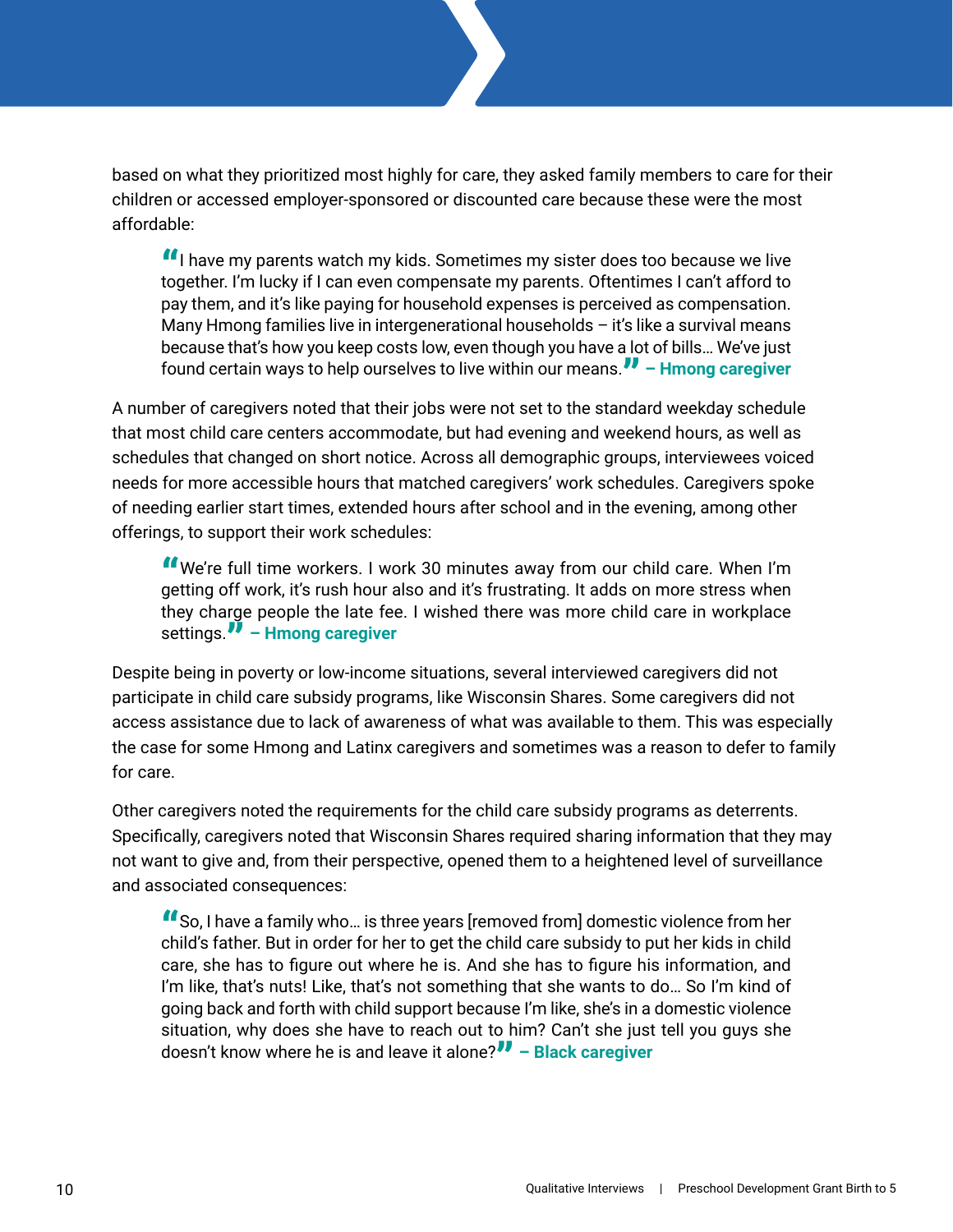based on what they prioritized most highly for care, they asked family members to care for their children or accessed employer-sponsored or discounted care because these were the most affordable:

> "I have my parents watch my kids. Sometimes my sister does too because we live together. I'm lucky if I can even compensate my parents. Oftentimes I can't afford to pay them, and it's like paying for household expenses is perceived as compensation. Many Hmong families live in intergenerational households – it's like a survival means because that's how you keep costs low, even though you have a lot of bills… We've just found certain ways to help ourselves to live within our means." **– Hmong caregiver**

A number of caregivers noted that their jobs were not set to the standard weekday schedule that most child care centers accommodate, but had evening and weekend hours, as well as schedules that changed on short notice. Across all demographic groups, interviewees voiced needs for more accessible hours that matched caregivers' work schedules. Caregivers spoke of needing earlier start times, extended hours after school and in the evening, among other offerings, to support their work schedules:

> "We're full time workers. I work 30 minutes away from our child care. When I'm getting off work, it's rush hour also and it's frustrating. It adds on more stress when they charge people the late fee. I wished there was more child care in workplace settings." **– Hmong caregiver**

Despite being in poverty or low-income situations, several interviewed caregivers did not participate in child care subsidy programs, like Wisconsin Shares. Some caregivers did not access assistance due to lack of awareness of what was available to them. This was especially the case for some Hmong and Latinx caregivers and sometimes was a reason to defer to family for care.

Other caregivers noted the requirements for the child care subsidy programs as deterrents. Specifically, caregivers noted that Wisconsin Shares required sharing information that they may not want to give and, from their perspective, opened them to a heightened level of surveillance and associated consequences:

> "So, I have a family who… is three years [removed from] domestic violence from her child's father. But in order for her to get the child care subsidy to put her kids in child care, she has to figure out where he is. And she has to figure his information, and I'm like, that's nuts! Like, that's not something that she wants to do… So I'm kind of going back and forth with child support because I'm like, she's in a domestic violence situation, why does she have to reach out to him? Can't she just tell you guys she doesn't know where he is and leave it alone?" **– Black caregiver**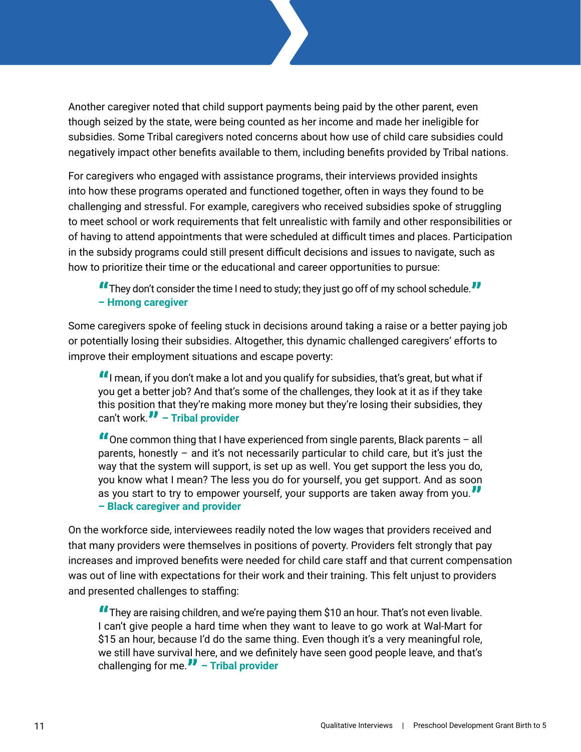Another caregiver noted that child support payments being paid by the other parent, even though seized by the state, were being counted as her income and made her ineligible for subsidies. Some Tribal caregivers noted concerns about how use of child care subsidies could negatively impact other benefits available to them, including benefits provided by Tribal nations.

For caregivers who engaged with assistance programs, their interviews provided insights into how these programs operated and functioned together, often in ways they found to be challenging and stressful. For example, caregivers who received subsidies spoke of struggling to meet school or work requirements that felt unrealistic with family and other responsibilities or of having to attend appointments that were scheduled at difficult times and places. Participation in the subsidy programs could still present difficult decisions and issues to navigate, such as how to prioritize their time or the educational and career opportunities to pursue:

> "They don't consider the time I need to study; they just go off of my school schedule." **– Hmong caregiver**

Some caregivers spoke of feeling stuck in decisions around taking a raise or a better paying job or potentially losing their subsidies. Altogether, this dynamic challenged caregivers' efforts to improve their employment situations and escape poverty:

> "I mean, if you don't make a lot and you qualify for subsidies, that's great, but what if you get a better job? And that's some of the challenges, they look at it as if they take this position that they're making more money but they're losing their subsidies, they can't work." **– Tribal provider**

> "One common thing that I have experienced from single parents, Black parents – all parents, honestly – and it's not necessarily particular to child care, but it's just the way that the system will support, is set up as well. You get support the less you do, you know what I mean? The less you do for yourself, you get support. And as soon as you start to try to empower yourself, your supports are taken away from you." **– Black caregiver and provider**

On the workforce side, interviewees readily noted the low wages that providers received and that many providers were themselves in positions of poverty. Providers felt strongly that pay increases and improved benefits were needed for child care staff and that current compensation was out of line with expectations for their work and their training. This felt unjust to providers and presented challenges to staffing:

> "They are raising children, and we're paying them $10 an hour. That's not even livable. I can't give people a hard time when they want to leave to go work at Wal-Mart for $15 an hour, because I'd do the same thing. Even though it's a very meaningful role, we still have survival here, and we definitely have seen good people leave, and that's challenging for me." **– Tribal provider**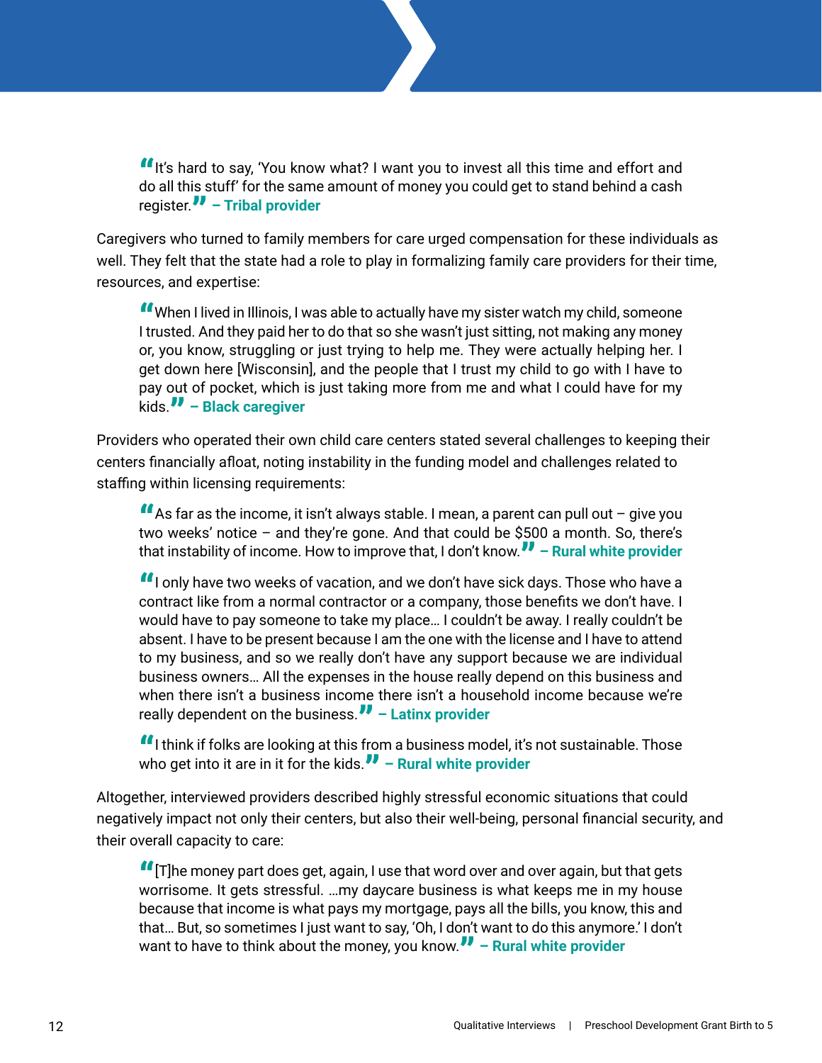> "It's hard to say, 'You know what? I want you to invest all this time and effort and do all this stuff' for the same amount of money you could get to stand behind a cash register." **– Tribal provider**

Caregivers who turned to family members for care urged compensation for these individuals as well. They felt that the state had a role to play in formalizing family care providers for their time, resources, and expertise:

> "When I lived in Illinois, I was able to actually have my sister watch my child, someone I trusted. And they paid her to do that so she wasn't just sitting, not making any money or, you know, struggling or just trying to help me. They were actually helping her. I get down here [Wisconsin], and the people that I trust my child to go with I have to pay out of pocket, which is just taking more from me and what I could have for my kids." **– Black caregiver**

Providers who operated their own child care centers stated several challenges to keeping their centers financially afloat, noting instability in the funding model and challenges related to staffing within licensing requirements:

> "As far as the income, it isn't always stable. I mean, a parent can pull out – give you two weeks' notice – and they're gone. And that could be $500 a month. So, there's that instability of income. How to improve that, I don't know." **– Rural white provider**

> "I only have two weeks of vacation, and we don't have sick days. Those who have a contract like from a normal contractor or a company, those benefits we don't have. I would have to pay someone to take my place… I couldn't be away. I really couldn't be absent. I have to be present because I am the one with the license and I have to attend to my business, and so we really don't have any support because we are individual business owners… All the expenses in the house really depend on this business and when there isn't a business income there isn't a household income because we're really dependent on the business." **– Latinx provider**

> "I think if folks are looking at this from a business model, it's not sustainable. Those who get into it are in it for the kids." **– Rural white provider**

Altogether, interviewed providers described highly stressful economic situations that could negatively impact not only their centers, but also their well-being, personal financial security, and their overall capacity to care:

> "[T]he money part does get, again, I use that word over and over again, but that gets worrisome. It gets stressful. …my daycare business is what keeps me in my house because that income is what pays my mortgage, pays all the bills, you know, this and that… But, so sometimes I just want to say, 'Oh, I don't want to do this anymore.' I don't want to have to think about the money, you know." **– Rural white provider**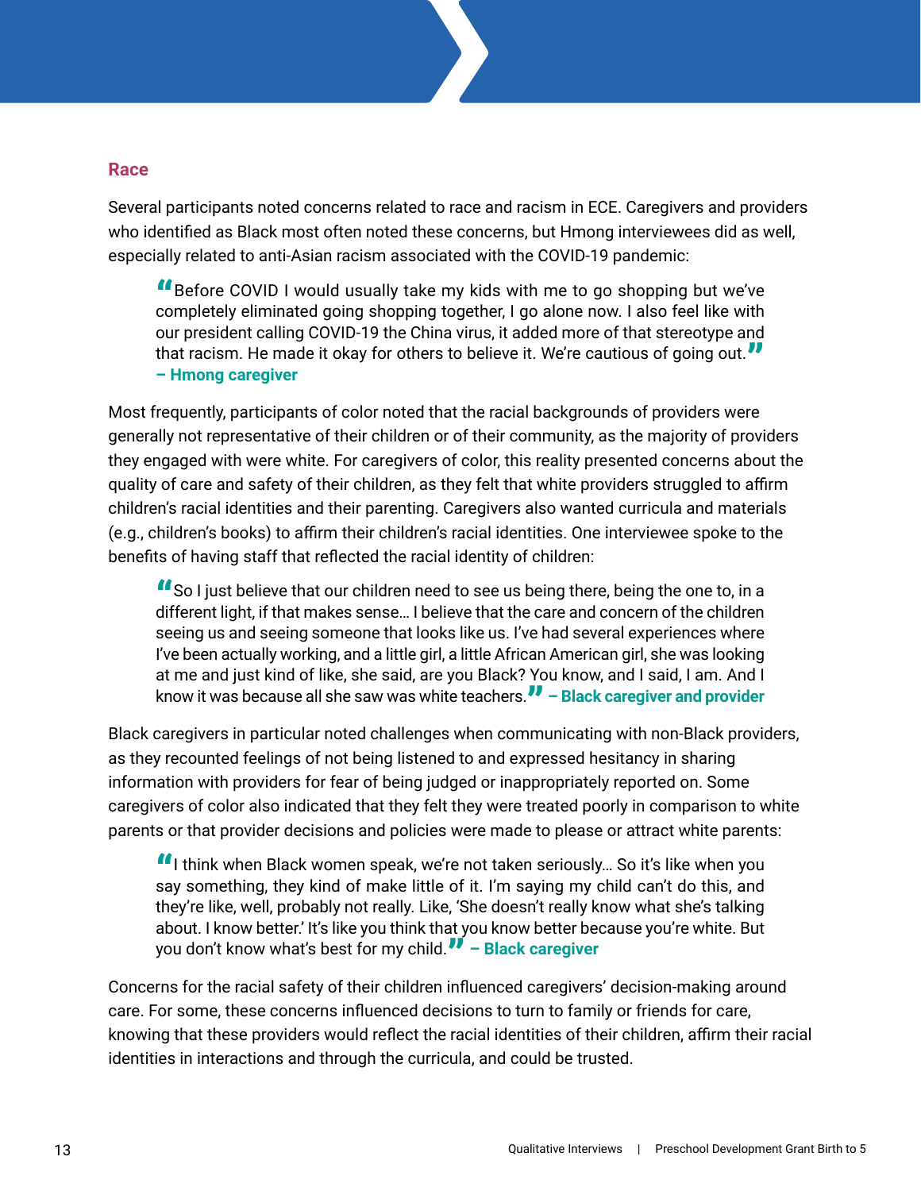### Race

Several participants noted concerns related to race and racism in ECE. Caregivers and providers who identified as Black most often noted these concerns, but Hmong interviewees did as well, especially related to anti-Asian racism associated with the COVID-19 pandemic:

> "Before COVID I would usually take my kids with me to go shopping but we've completely eliminated going shopping together, I go alone now. I also feel like with our president calling COVID-19 the China virus, it added more of that stereotype and that racism. He made it okay for others to believe it. We're cautious of going out."
> **– Hmong caregiver**

Most frequently, participants of color noted that the racial backgrounds of providers were generally not representative of their children or of their community, as the majority of providers they engaged with were white. For caregivers of color, this reality presented concerns about the quality of care and safety of their children, as they felt that white providers struggled to affirm children's racial identities and their parenting. Caregivers also wanted curricula and materials (e.g., children's books) to affirm their children's racial identities. One interviewee spoke to the benefits of having staff that reflected the racial identity of children:

> "So I just believe that our children need to see us being there, being the one to, in a different light, if that makes sense… I believe that the care and concern of the children seeing us and seeing someone that looks like us. I've had several experiences where I've been actually working, and a little girl, a little African American girl, she was looking at me and just kind of like, she said, are you Black? You know, and I said, I am. And I know it was because all she saw was white teachers." **– Black caregiver and provider**

Black caregivers in particular noted challenges when communicating with non-Black providers, as they recounted feelings of not being listened to and expressed hesitancy in sharing information with providers for fear of being judged or inappropriately reported on. Some caregivers of color also indicated that they felt they were treated poorly in comparison to white parents or that provider decisions and policies were made to please or attract white parents:

> "I think when Black women speak, we're not taken seriously… So it's like when you say something, they kind of make little of it. I'm saying my child can't do this, and they're like, well, probably not really. Like, 'She doesn't really know what she's talking about. I know better.' It's like you think that you know better because you're white. But you don't know what's best for my child." **– Black caregiver**

Concerns for the racial safety of their children influenced caregivers' decision-making around care. For some, these concerns influenced decisions to turn to family or friends for care, knowing that these providers would reflect the racial identities of their children, affirm their racial identities in interactions and through the curricula, and could be trusted.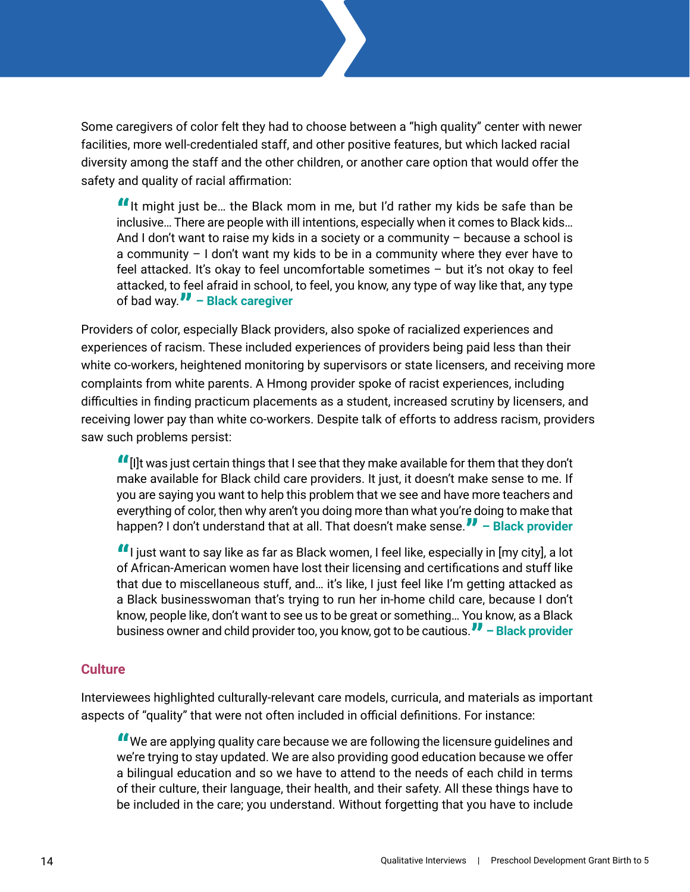Some caregivers of color felt they had to choose between a "high quality" center with newer facilities, more well-credentialed staff, and other positive features, but which lacked racial diversity among the staff and the other children, or another care option that would offer the safety and quality of racial affirmation:

> "It might just be… the Black mom in me, but I'd rather my kids be safe than be inclusive… There are people with ill intentions, especially when it comes to Black kids… And I don't want to raise my kids in a society or a community – because a school is a community – I don't want my kids to be in a community where they ever have to feel attacked. It's okay to feel uncomfortable sometimes – but it's not okay to feel attacked, to feel afraid in school, to feel, you know, any type of way like that, any type of bad way." **– Black caregiver**

Providers of color, especially Black providers, also spoke of racialized experiences and experiences of racism. These included experiences of providers being paid less than their white co-workers, heightened monitoring by supervisors or state licensers, and receiving more complaints from white parents. A Hmong provider spoke of racist experiences, including difficulties in finding practicum placements as a student, increased scrutiny by licensers, and receiving lower pay than white co-workers. Despite talk of efforts to address racism, providers saw such problems persist:

> "[I]t was just certain things that I see that they make available for them that they don't make available for Black child care providers. It just, it doesn't make sense to me. If you are saying you want to help this problem that we see and have more teachers and everything of color, then why aren't you doing more than what you're doing to make that happen? I don't understand that at all. That doesn't make sense." **– Black provider**

> "I just want to say like as far as Black women, I feel like, especially in [my city], a lot of African-American women have lost their licensing and certifications and stuff like that due to miscellaneous stuff, and… it's like, I just feel like I'm getting attacked as a Black businesswoman that's trying to run her in-home child care, because I don't know, people like, don't want to see us to be great or something… You know, as a Black business owner and child provider too, you know, got to be cautious." **– Black provider**

### Culture

Interviewees highlighted culturally-relevant care models, curricula, and materials as important aspects of "quality" that were not often included in official definitions. For instance:

> "We are applying quality care because we are following the licensure guidelines and we're trying to stay updated. We are also providing good education because we offer a bilingual education and so we have to attend to the needs of each child in terms of their culture, their language, their health, and their safety. All these things have to be included in the care; you understand. Without forgetting that you have to include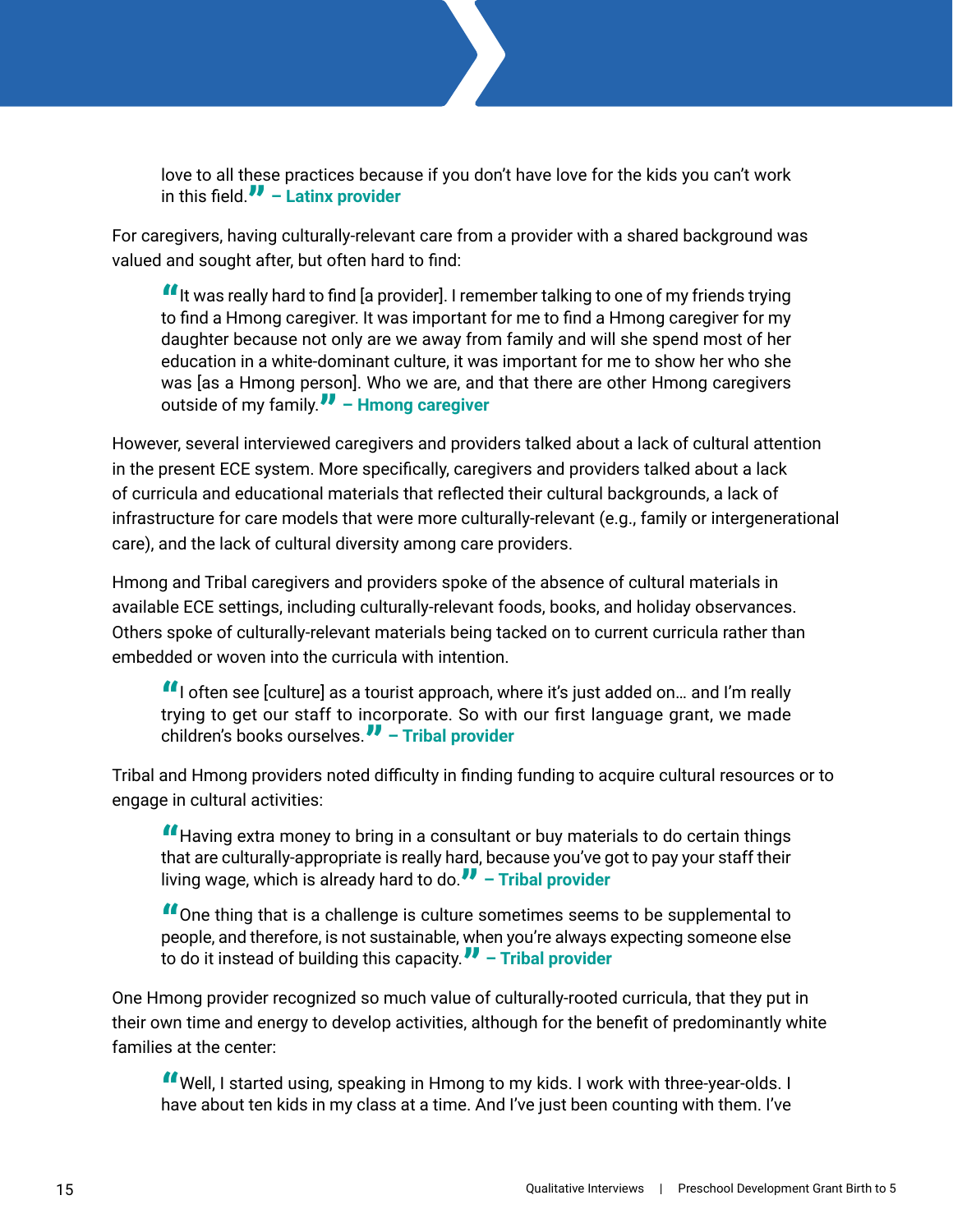> love to all these practices because if you don't have love for the kids you can't work in this field." – **Latinx provider**

For caregivers, having culturally-relevant care from a provider with a shared background was valued and sought after, but often hard to find:

> "It was really hard to find [a provider]. I remember talking to one of my friends trying to find a Hmong caregiver. It was important for me to find a Hmong caregiver for my daughter because not only are we away from family and will she spend most of her education in a white-dominant culture, it was important for me to show her who she was [as a Hmong person]. Who we are, and that there are other Hmong caregivers outside of my family." – **Hmong caregiver**

However, several interviewed caregivers and providers talked about a lack of cultural attention in the present ECE system. More specifically, caregivers and providers talked about a lack of curricula and educational materials that reflected their cultural backgrounds, a lack of infrastructure for care models that were more culturally-relevant (e.g., family or intergenerational care), and the lack of cultural diversity among care providers.

Hmong and Tribal caregivers and providers spoke of the absence of cultural materials in available ECE settings, including culturally-relevant foods, books, and holiday observances. Others spoke of culturally-relevant materials being tacked on to current curricula rather than embedded or woven into the curricula with intention.

> "I often see [culture] as a tourist approach, where it's just added on… and I'm really trying to get our staff to incorporate. So with our first language grant, we made children's books ourselves." – **Tribal provider**

Tribal and Hmong providers noted difficulty in finding funding to acquire cultural resources or to engage in cultural activities:

> "Having extra money to bring in a consultant or buy materials to do certain things that are culturally-appropriate is really hard, because you've got to pay your staff their living wage, which is already hard to do." – **Tribal provider**

> "One thing that is a challenge is culture sometimes seems to be supplemental to people, and therefore, is not sustainable, when you're always expecting someone else to do it instead of building this capacity." – **Tribal provider**

One Hmong provider recognized so much value of culturally-rooted curricula, that they put in their own time and energy to develop activities, although for the benefit of predominantly white families at the center:

> "Well, I started using, speaking in Hmong to my kids. I work with three-year-olds. I have about ten kids in my class at a time. And I've just been counting with them. I've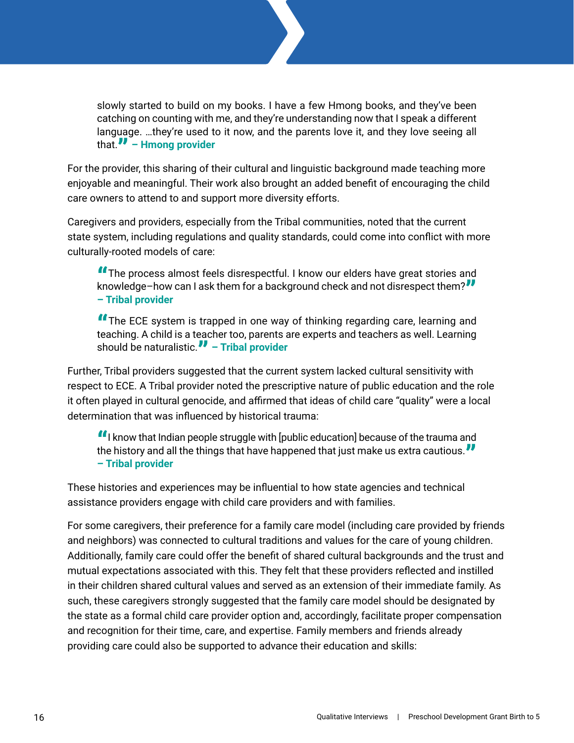> slowly started to build on my books. I have a few Hmong books, and they've been catching on counting with me, and they're understanding now that I speak a different language. …they're used to it now, and the parents love it, and they love seeing all that." **– Hmong provider**

For the provider, this sharing of their cultural and linguistic background made teaching more enjoyable and meaningful. Their work also brought an added benefit of encouraging the child care owners to attend to and support more diversity efforts.

Caregivers and providers, especially from the Tribal communities, noted that the current state system, including regulations and quality standards, could come into conflict with more culturally-rooted models of care:

> "The process almost feels disrespectful. I know our elders have great stories and knowledge–how can I ask them for a background check and not disrespect them?" **– Tribal provider**

> "The ECE system is trapped in one way of thinking regarding care, learning and teaching. A child is a teacher too, parents are experts and teachers as well. Learning should be naturalistic." **– Tribal provider**

Further, Tribal providers suggested that the current system lacked cultural sensitivity with respect to ECE. A Tribal provider noted the prescriptive nature of public education and the role it often played in cultural genocide, and affirmed that ideas of child care "quality" were a local determination that was influenced by historical trauma:

> "I know that Indian people struggle with [public education] because of the trauma and the history and all the things that have happened that just make us extra cautious." **– Tribal provider**

These histories and experiences may be influential to how state agencies and technical assistance providers engage with child care providers and with families.

For some caregivers, their preference for a family care model (including care provided by friends and neighbors) was connected to cultural traditions and values for the care of young children. Additionally, family care could offer the benefit of shared cultural backgrounds and the trust and mutual expectations associated with this. They felt that these providers reflected and instilled in their children shared cultural values and served as an extension of their immediate family. As such, these caregivers strongly suggested that the family care model should be designated by the state as a formal child care provider option and, accordingly, facilitate proper compensation and recognition for their time, care, and expertise. Family members and friends already providing care could also be supported to advance their education and skills: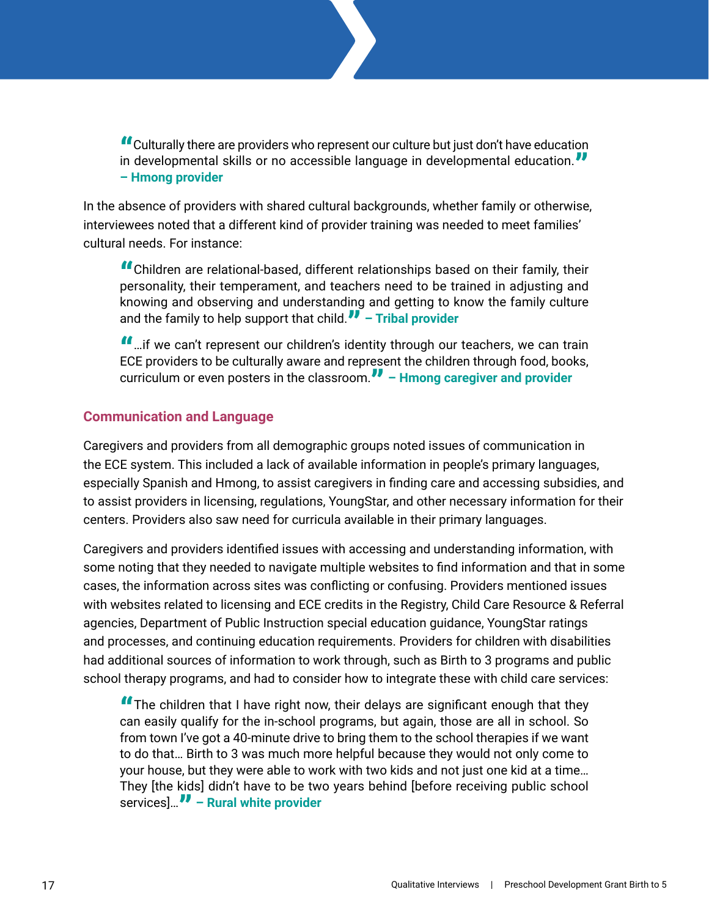> “Culturally there are providers who represent our culture but just don’t have education in developmental skills or no accessible language in developmental education.” **– Hmong provider**

In the absence of providers with shared cultural backgrounds, whether family or otherwise, interviewees noted that a different kind of provider training was needed to meet families’ cultural needs. For instance:

> “Children are relational-based, different relationships based on their family, their personality, their temperament, and teachers need to be trained in adjusting and knowing and observing and understanding and getting to know the family culture and the family to help support that child.” **– Tribal provider**

> “…if we can’t represent our children’s identity through our teachers, we can train ECE providers to be culturally aware and represent the children through food, books, curriculum or even posters in the classroom.” **– Hmong caregiver and provider**

### Communication and Language

Caregivers and providers from all demographic groups noted issues of communication in the ECE system. This included a lack of available information in people’s primary languages, especially Spanish and Hmong, to assist caregivers in finding care and accessing subsidies, and to assist providers in licensing, regulations, YoungStar, and other necessary information for their centers. Providers also saw need for curricula available in their primary languages.

Caregivers and providers identified issues with accessing and understanding information, with some noting that they needed to navigate multiple websites to find information and that in some cases, the information across sites was conflicting or confusing. Providers mentioned issues with websites related to licensing and ECE credits in the Registry, Child Care Resource & Referral agencies, Department of Public Instruction special education guidance, YoungStar ratings and processes, and continuing education requirements. Providers for children with disabilities had additional sources of information to work through, such as Birth to 3 programs and public school therapy programs, and had to consider how to integrate these with child care services:

> “The children that I have right now, their delays are significant enough that they can easily qualify for the in-school programs, but again, those are all in school. So from town I’ve got a 40-minute drive to bring them to the school therapies if we want to do that… Birth to 3 was much more helpful because they would not only come to your house, but they were able to work with two kids and not just one kid at a time… They [the kids] didn’t have to be two years behind [before receiving public school services]…” **– Rural white provider**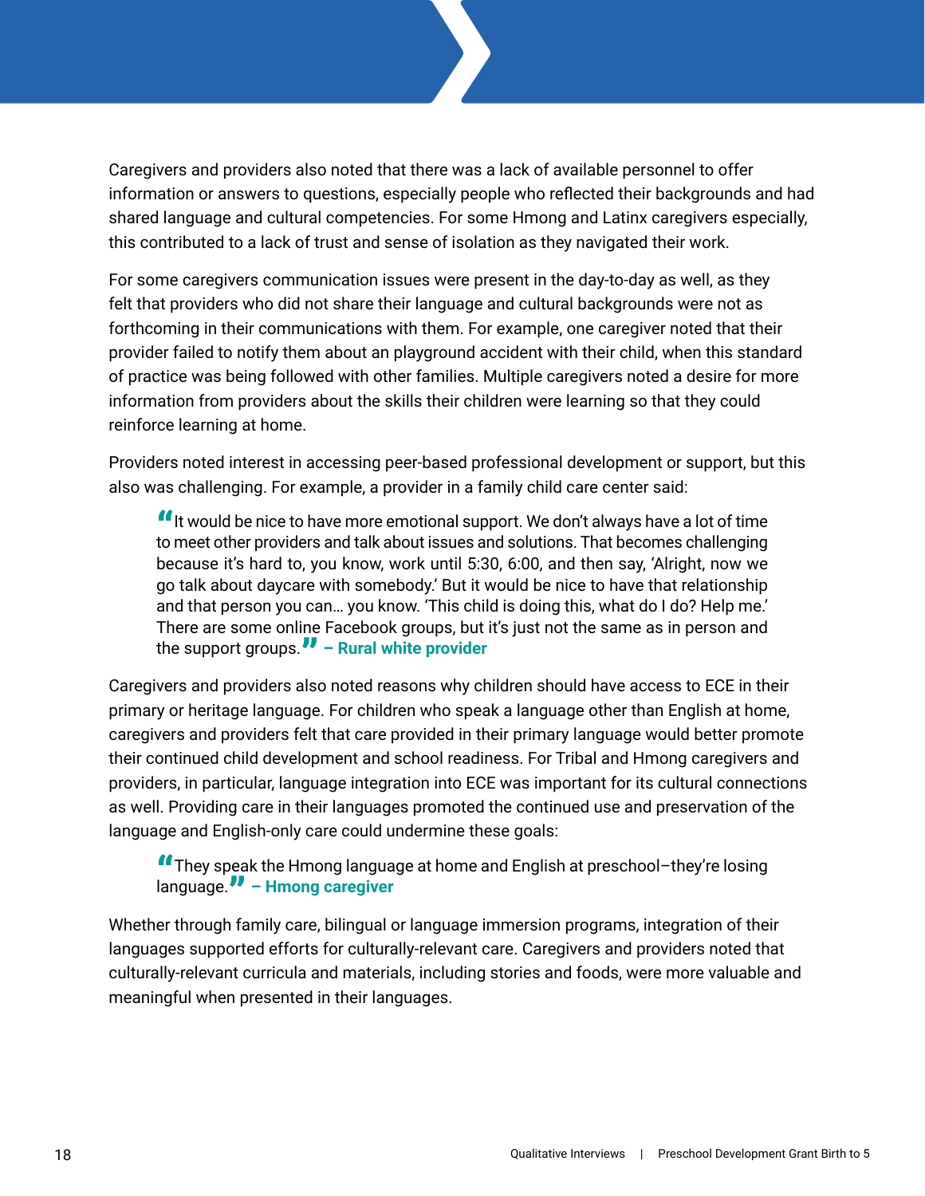Caregivers and providers also noted that there was a lack of available personnel to offer information or answers to questions, especially people who reflected their backgrounds and had shared language and cultural competencies. For some Hmong and Latinx caregivers especially, this contributed to a lack of trust and sense of isolation as they navigated their work.

For some caregivers communication issues were present in the day-to-day as well, as they felt that providers who did not share their language and cultural backgrounds were not as forthcoming in their communications with them. For example, one caregiver noted that their provider failed to notify them about an playground accident with their child, when this standard of practice was being followed with other families. Multiple caregivers noted a desire for more information from providers about the skills their children were learning so that they could reinforce learning at home.

Providers noted interest in accessing peer-based professional development or support, but this also was challenging. For example, a provider in a family child care center said:

> "It would be nice to have more emotional support. We don't always have a lot of time to meet other providers and talk about issues and solutions. That becomes challenging because it's hard to, you know, work until 5:30, 6:00, and then say, 'Alright, now we go talk about daycare with somebody.' But it would be nice to have that relationship and that person you can… you know. 'This child is doing this, what do I do? Help me.' There are some online Facebook groups, but it's just not the same as in person and the support groups." **– Rural white provider**

Caregivers and providers also noted reasons why children should have access to ECE in their primary or heritage language. For children who speak a language other than English at home, caregivers and providers felt that care provided in their primary language would better promote their continued child development and school readiness. For Tribal and Hmong caregivers and providers, in particular, language integration into ECE was important for its cultural connections as well. Providing care in their languages promoted the continued use and preservation of the language and English-only care could undermine these goals:

> "They speak the Hmong language at home and English at preschool–they're losing language." **– Hmong caregiver**

Whether through family care, bilingual or language immersion programs, integration of their languages supported efforts for culturally-relevant care. Caregivers and providers noted that culturally-relevant curricula and materials, including stories and foods, were more valuable and meaningful when presented in their languages.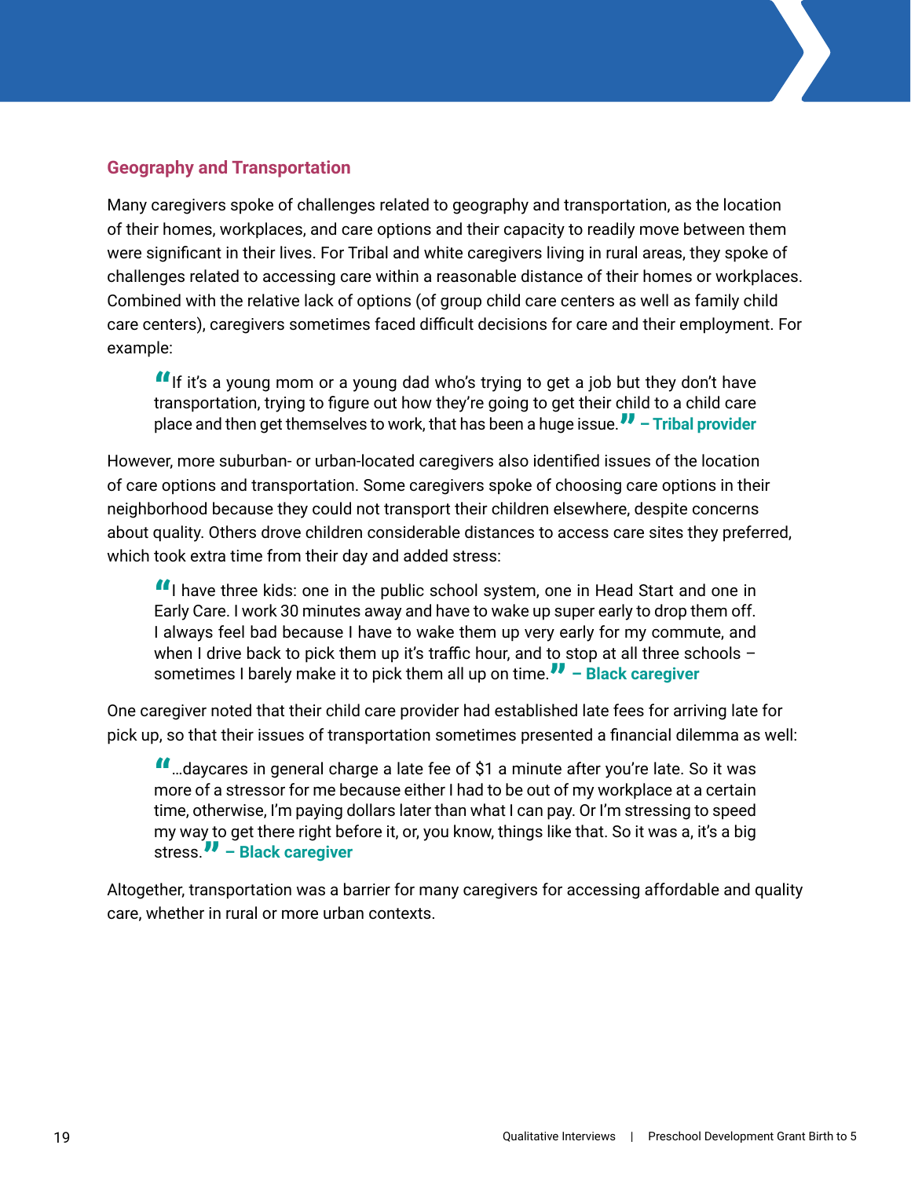### Geography and Transportation

Many caregivers spoke of challenges related to geography and transportation, as the location of their homes, workplaces, and care options and their capacity to readily move between them were significant in their lives. For Tribal and white caregivers living in rural areas, they spoke of challenges related to accessing care within a reasonable distance of their homes or workplaces. Combined with the relative lack of options (of group child care centers as well as family child care centers), caregivers sometimes faced difficult decisions for care and their employment. For example:

> "If it's a young mom or a young dad who's trying to get a job but they don't have transportation, trying to figure out how they're going to get their child to a child care place and then get themselves to work, that has been a huge issue." **– Tribal provider**

However, more suburban- or urban-located caregivers also identified issues of the location of care options and transportation. Some caregivers spoke of choosing care options in their neighborhood because they could not transport their children elsewhere, despite concerns about quality. Others drove children considerable distances to access care sites they preferred, which took extra time from their day and added stress:

> "I have three kids: one in the public school system, one in Head Start and one in Early Care. I work 30 minutes away and have to wake up super early to drop them off. I always feel bad because I have to wake them up very early for my commute, and when I drive back to pick them up it's traffic hour, and to stop at all three schools – sometimes I barely make it to pick them all up on time." **– Black caregiver**

One caregiver noted that their child care provider had established late fees for arriving late for pick up, so that their issues of transportation sometimes presented a financial dilemma as well:

> "…daycares in general charge a late fee of $1 a minute after you're late. So it was more of a stressor for me because either I had to be out of my workplace at a certain time, otherwise, I'm paying dollars later than what I can pay. Or I'm stressing to speed my way to get there right before it, or, you know, things like that. So it was a, it's a big stress." **– Black caregiver**

Altogether, transportation was a barrier for many caregivers for accessing affordable and quality care, whether in rural or more urban contexts.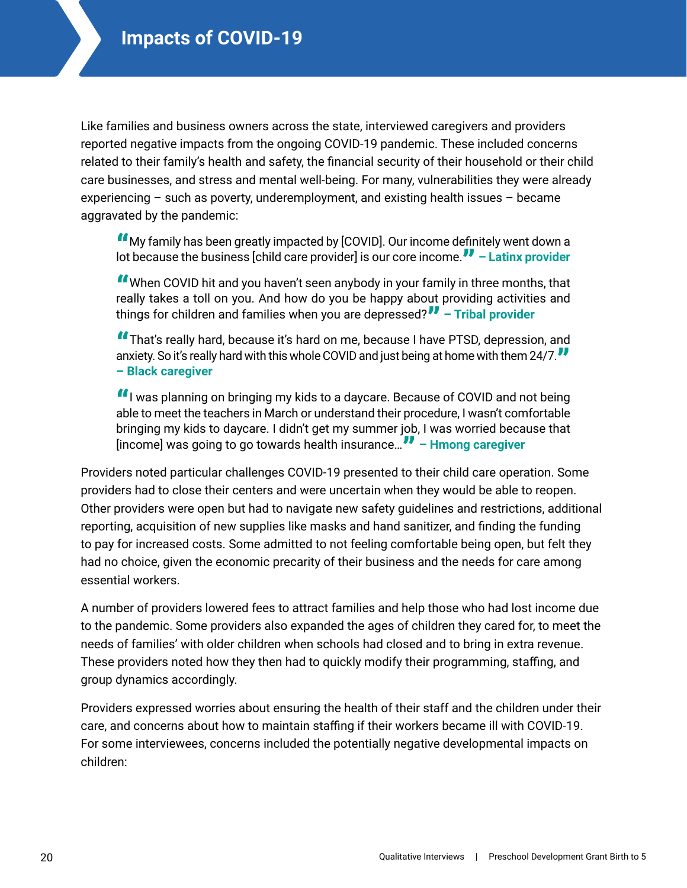# Impacts of COVID-19

Like families and business owners across the state, interviewed caregivers and providers reported negative impacts from the ongoing COVID-19 pandemic. These included concerns related to their family's health and safety, the financial security of their household or their child care businesses, and stress and mental well-being. For many, vulnerabilities they were already experiencing – such as poverty, underemployment, and existing health issues – became aggravated by the pandemic:

> "My family has been greatly impacted by [COVID]. Our income definitely went down a lot because the business [child care provider] is our core income." **– Latinx provider**

> "When COVID hit and you haven't seen anybody in your family in three months, that really takes a toll on you. And how do you be happy about providing activities and things for children and families when you are depressed?" **– Tribal provider**

> "That's really hard, because it's hard on me, because I have PTSD, depression, and anxiety. So it's really hard with this whole COVID and just being at home with them 24/7." **– Black caregiver**

> "I was planning on bringing my kids to a daycare. Because of COVID and not being able to meet the teachers in March or understand their procedure, I wasn't comfortable bringing my kids to daycare. I didn't get my summer job, I was worried because that [income] was going to go towards health insurance…" **– Hmong caregiver**

Providers noted particular challenges COVID-19 presented to their child care operation. Some providers had to close their centers and were uncertain when they would be able to reopen. Other providers were open but had to navigate new safety guidelines and restrictions, additional reporting, acquisition of new supplies like masks and hand sanitizer, and finding the funding to pay for increased costs. Some admitted to not feeling comfortable being open, but felt they had no choice, given the economic precarity of their business and the needs for care among essential workers.

A number of providers lowered fees to attract families and help those who had lost income due to the pandemic. Some providers also expanded the ages of children they cared for, to meet the needs of families' with older children when schools had closed and to bring in extra revenue. These providers noted how they then had to quickly modify their programming, staffing, and group dynamics accordingly.

Providers expressed worries about ensuring the health of their staff and the children under their care, and concerns about how to maintain staffing if their workers became ill with COVID-19. For some interviewees, concerns included the potentially negative developmental impacts on children: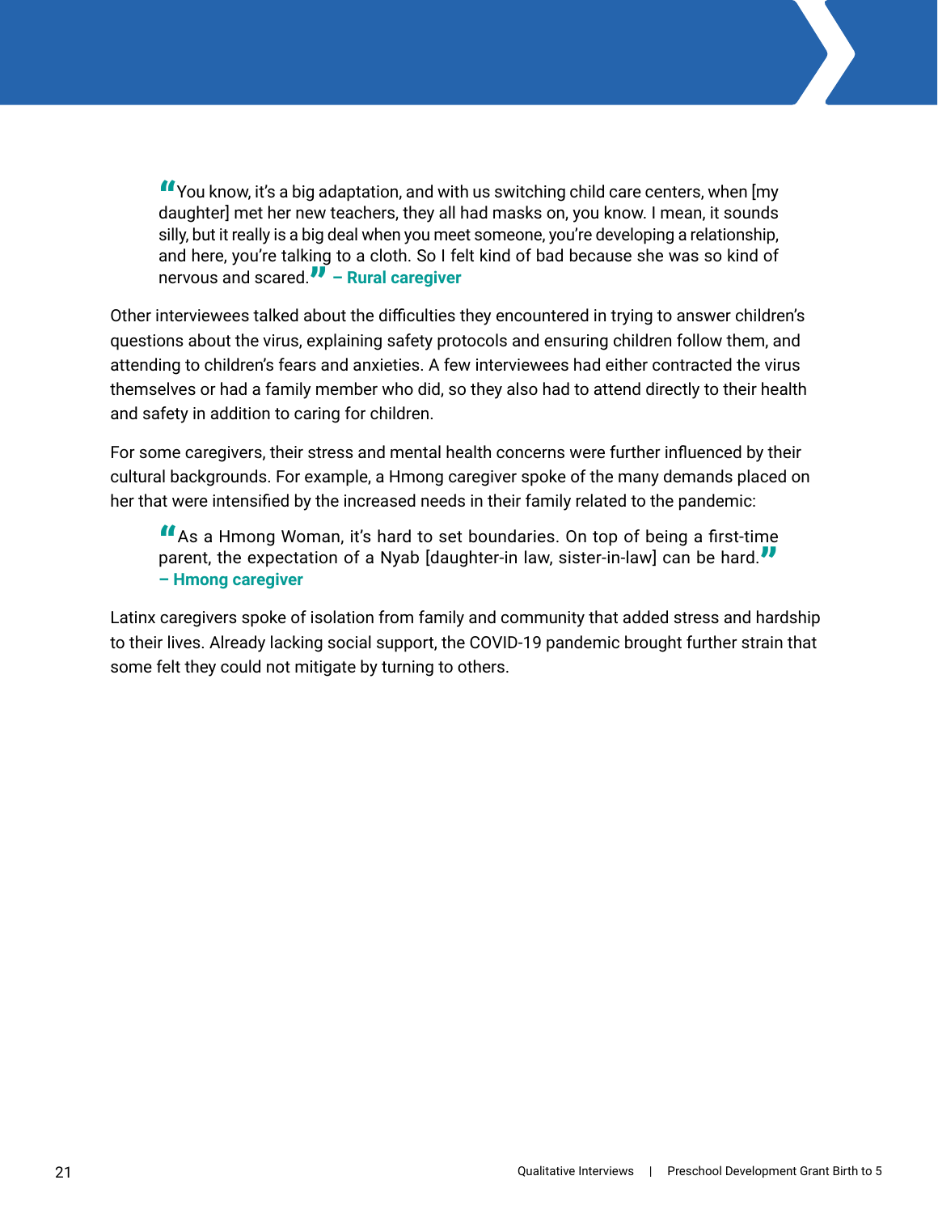> “You know, it’s a big adaptation, and with us switching child care centers, when [my daughter] met her new teachers, they all had masks on, you know. I mean, it sounds silly, but it really is a big deal when you meet someone, you’re developing a relationship, and here, you’re talking to a cloth. So I felt kind of bad because she was so kind of nervous and scared.” **– Rural caregiver**

Other interviewees talked about the difficulties they encountered in trying to answer children’s questions about the virus, explaining safety protocols and ensuring children follow them, and attending to children’s fears and anxieties. A few interviewees had either contracted the virus themselves or had a family member who did, so they also had to attend directly to their health and safety in addition to caring for children.

For some caregivers, their stress and mental health concerns were further influenced by their cultural backgrounds. For example, a Hmong caregiver spoke of the many demands placed on her that were intensified by the increased needs in their family related to the pandemic:

> “As a Hmong Woman, it’s hard to set boundaries. On top of being a first-time parent, the expectation of a Nyab [daughter-in law, sister-in-law] can be hard.”
> **– Hmong caregiver**

Latinx caregivers spoke of isolation from family and community that added stress and hardship to their lives. Already lacking social support, the COVID-19 pandemic brought further strain that some felt they could not mitigate by turning to others.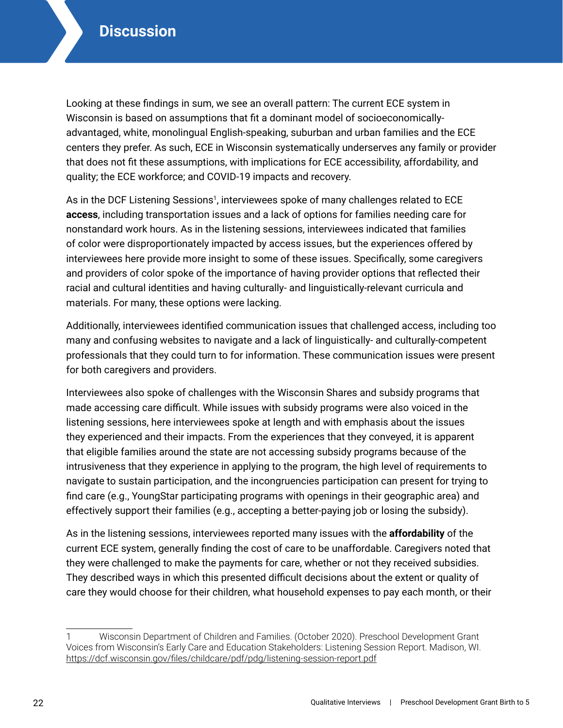# Discussion

Looking at these findings in sum, we see an overall pattern: The current ECE system in Wisconsin is based on assumptions that fit a dominant model of socioeconomically-advantaged, white, monolingual English-speaking, suburban and urban families and the ECE centers they prefer. As such, ECE in Wisconsin systematically underserves any family or provider that does not fit these assumptions, with implications for ECE accessibility, affordability, and quality; the ECE workforce; and COVID-19 impacts and recovery.

As in the DCF Listening Sessions[1], interviewees spoke of many challenges related to ECE **access**, including transportation issues and a lack of options for families needing care for nonstandard work hours. As in the listening sessions, interviewees indicated that families of color were disproportionately impacted by access issues, but the experiences offered by interviewees here provide more insight to some of these issues. Specifically, some caregivers and providers of color spoke of the importance of having provider options that reflected their racial and cultural identities and having culturally- and linguistically-relevant curricula and materials. For many, these options were lacking.

Additionally, interviewees identified communication issues that challenged access, including too many and confusing websites to navigate and a lack of linguistically- and culturally-competent professionals that they could turn to for information. These communication issues were present for both caregivers and providers.

Interviewees also spoke of challenges with the Wisconsin Shares and subsidy programs that made accessing care difficult. While issues with subsidy programs were also voiced in the listening sessions, here interviewees spoke at length and with emphasis about the issues they experienced and their impacts. From the experiences that they conveyed, it is apparent that eligible families around the state are not accessing subsidy programs because of the intrusiveness that they experience in applying to the program, the high level of requirements to navigate to sustain participation, and the incongruencies participation can present for trying to find care (e.g., YoungStar participating programs with openings in their geographic area) and effectively support their families (e.g., accepting a better-paying job or losing the subsidy).

As in the listening sessions, interviewees reported many issues with the **affordability** of the current ECE system, generally finding the cost of care to be unaffordable. Caregivers noted that they were challenged to make the payments for care, whether or not they received subsidies. They described ways in which this presented difficult decisions about the extent or quality of care they would choose for their children, what household expenses to pay each month, or their

---

1 Wisconsin Department of Children and Families. (October 2020). Preschool Development Grant Voices from Wisconsin's Early Care and Education Stakeholders: Listening Session Report. Madison, WI. https://dcf.wisconsin.gov/files/childcare/pdf/pdg/listening-session-report.pdf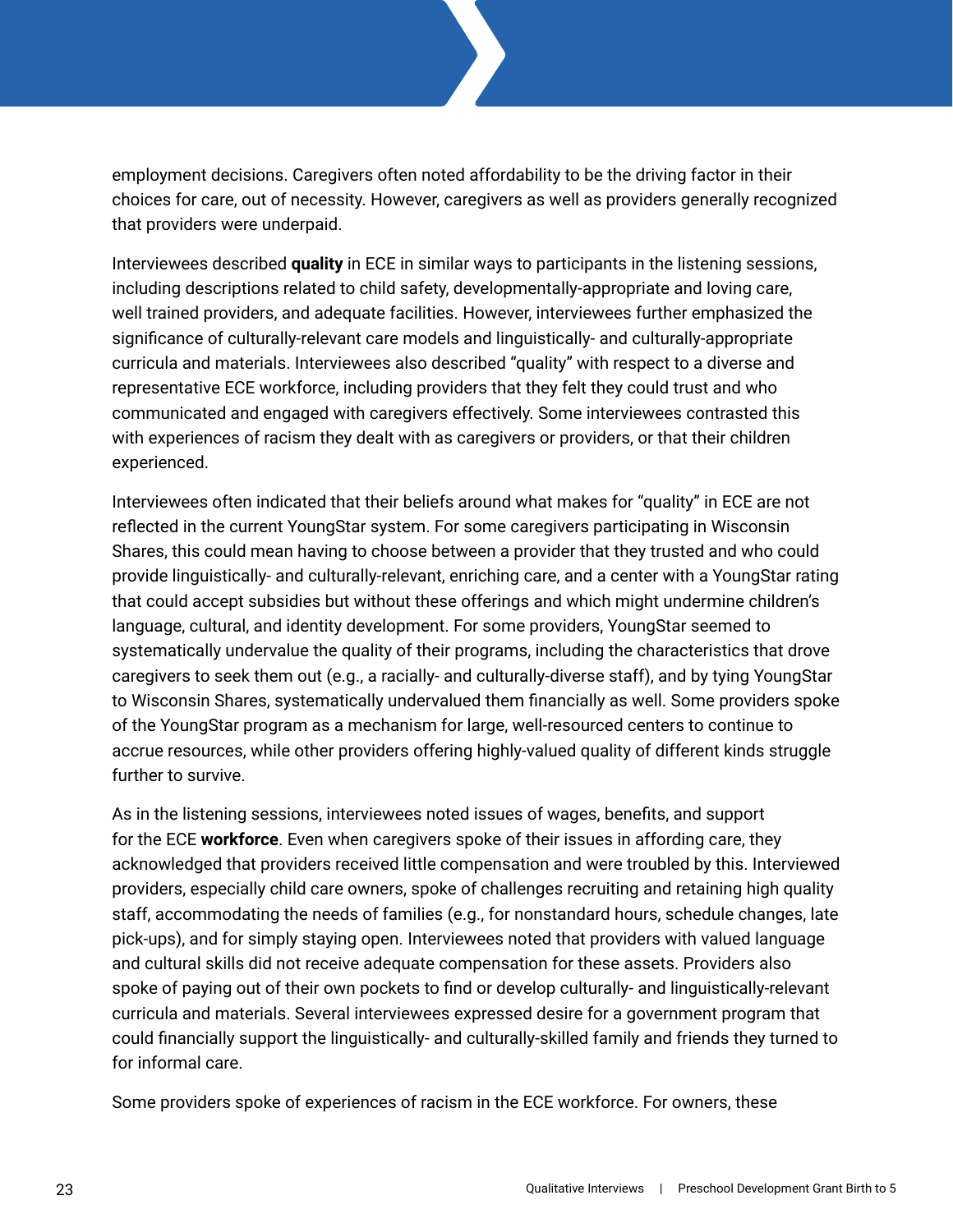employment decisions. Caregivers often noted affordability to be the driving factor in their choices for care, out of necessity. However, caregivers as well as providers generally recognized that providers were underpaid.

Interviewees described **quality** in ECE in similar ways to participants in the listening sessions, including descriptions related to child safety, developmentally-appropriate and loving care, well trained providers, and adequate facilities. However, interviewees further emphasized the significance of culturally-relevant care models and linguistically- and culturally-appropriate curricula and materials. Interviewees also described "quality" with respect to a diverse and representative ECE workforce, including providers that they felt they could trust and who communicated and engaged with caregivers effectively. Some interviewees contrasted this with experiences of racism they dealt with as caregivers or providers, or that their children experienced.

Interviewees often indicated that their beliefs around what makes for "quality" in ECE are not reflected in the current YoungStar system. For some caregivers participating in Wisconsin Shares, this could mean having to choose between a provider that they trusted and who could provide linguistically- and culturally-relevant, enriching care, and a center with a YoungStar rating that could accept subsidies but without these offerings and which might undermine children's language, cultural, and identity development. For some providers, YoungStar seemed to systematically undervalue the quality of their programs, including the characteristics that drove caregivers to seek them out (e.g., a racially- and culturally-diverse staff), and by tying YoungStar to Wisconsin Shares, systematically undervalued them financially as well. Some providers spoke of the YoungStar program as a mechanism for large, well-resourced centers to continue to accrue resources, while other providers offering highly-valued quality of different kinds struggle further to survive.

As in the listening sessions, interviewees noted issues of wages, benefits, and support for the ECE **workforce**. Even when caregivers spoke of their issues in affording care, they acknowledged that providers received little compensation and were troubled by this. Interviewed providers, especially child care owners, spoke of challenges recruiting and retaining high quality staff, accommodating the needs of families (e.g., for nonstandard hours, schedule changes, late pick-ups), and for simply staying open. Interviewees noted that providers with valued language and cultural skills did not receive adequate compensation for these assets. Providers also spoke of paying out of their own pockets to find or develop culturally- and linguistically-relevant curricula and materials. Several interviewees expressed desire for a government program that could financially support the linguistically- and culturally-skilled family and friends they turned to for informal care.

Some providers spoke of experiences of racism in the ECE workforce. For owners, these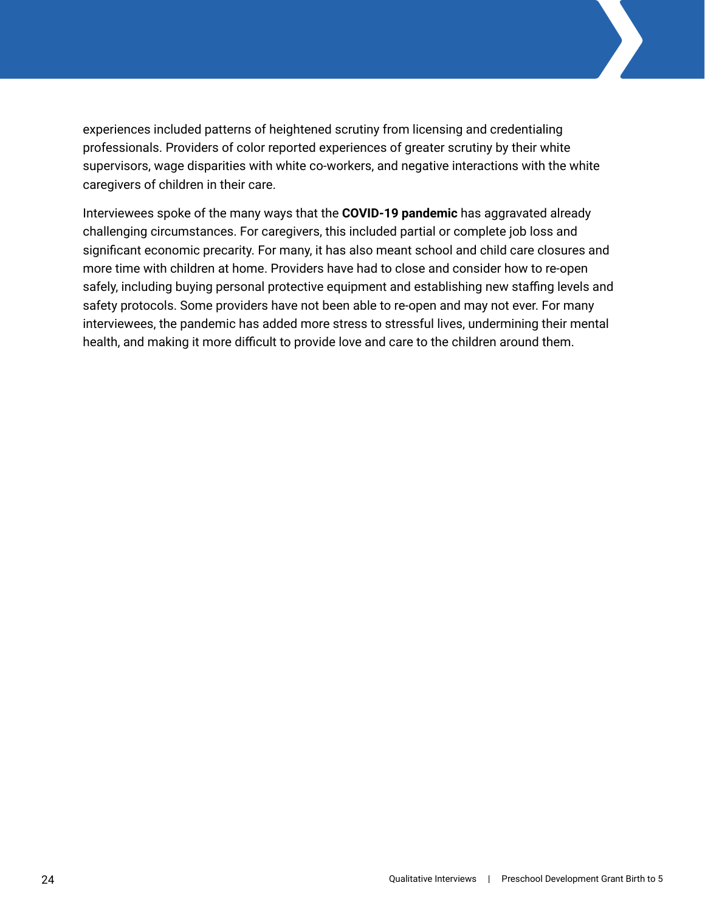experiences included patterns of heightened scrutiny from licensing and credentialing professionals. Providers of color reported experiences of greater scrutiny by their white supervisors, wage disparities with white co-workers, and negative interactions with the white caregivers of children in their care.

Interviewees spoke of the many ways that the **COVID-19 pandemic** has aggravated already challenging circumstances. For caregivers, this included partial or complete job loss and significant economic precarity. For many, it has also meant school and child care closures and more time with children at home. Providers have had to close and consider how to re-open safely, including buying personal protective equipment and establishing new staffing levels and safety protocols. Some providers have not been able to re-open and may not ever. For many interviewees, the pandemic has added more stress to stressful lives, undermining their mental health, and making it more difficult to provide love and care to the children around them.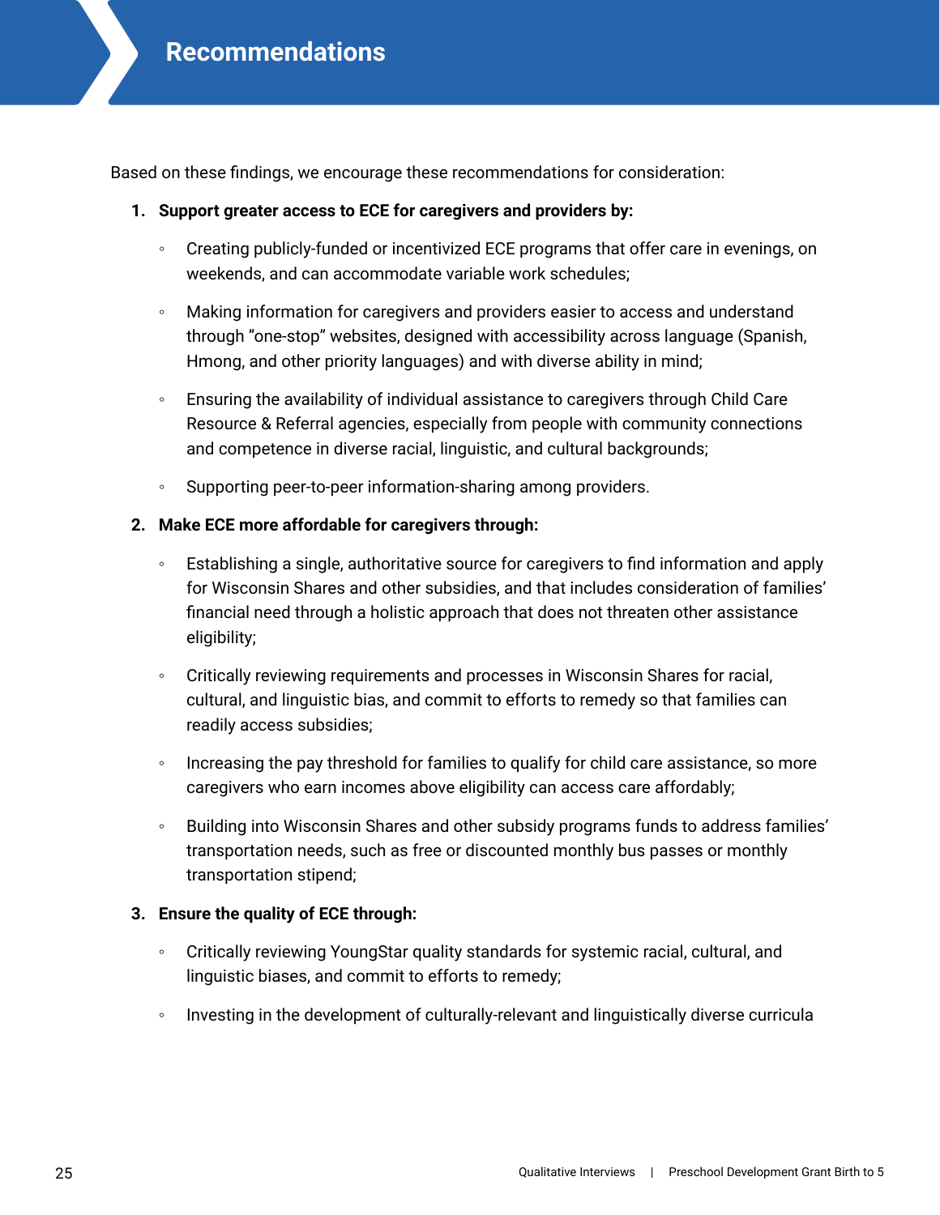# Recommendations

Based on these findings, we encourage these recommendations for consideration:

1. **Support greater access to ECE for caregivers and providers by:**
   - Creating publicly-funded or incentivized ECE programs that offer care in evenings, on weekends, and can accommodate variable work schedules;
   - Making information for caregivers and providers easier to access and understand through ”one-stop” websites, designed with accessibility across language (Spanish, Hmong, and other priority languages) and with diverse ability in mind;
   - Ensuring the availability of individual assistance to caregivers through Child Care Resource & Referral agencies, especially from people with community connections and competence in diverse racial, linguistic, and cultural backgrounds;
   - Supporting peer-to-peer information-sharing among providers.
2. **Make ECE more affordable for caregivers through:**
   - Establishing a single, authoritative source for caregivers to find information and apply for Wisconsin Shares and other subsidies, and that includes consideration of families' financial need through a holistic approach that does not threaten other assistance eligibility;
   - Critically reviewing requirements and processes in Wisconsin Shares for racial, cultural, and linguistic bias, and commit to efforts to remedy so that families can readily access subsidies;
   - Increasing the pay threshold for families to qualify for child care assistance, so more caregivers who earn incomes above eligibility can access care affordably;
   - Building into Wisconsin Shares and other subsidy programs funds to address families' transportation needs, such as free or discounted monthly bus passes or monthly transportation stipend;
3. **Ensure the quality of ECE through:**
   - Critically reviewing YoungStar quality standards for systemic racial, cultural, and linguistic biases, and commit to efforts to remedy;
   - Investing in the development of culturally-relevant and linguistically diverse curricula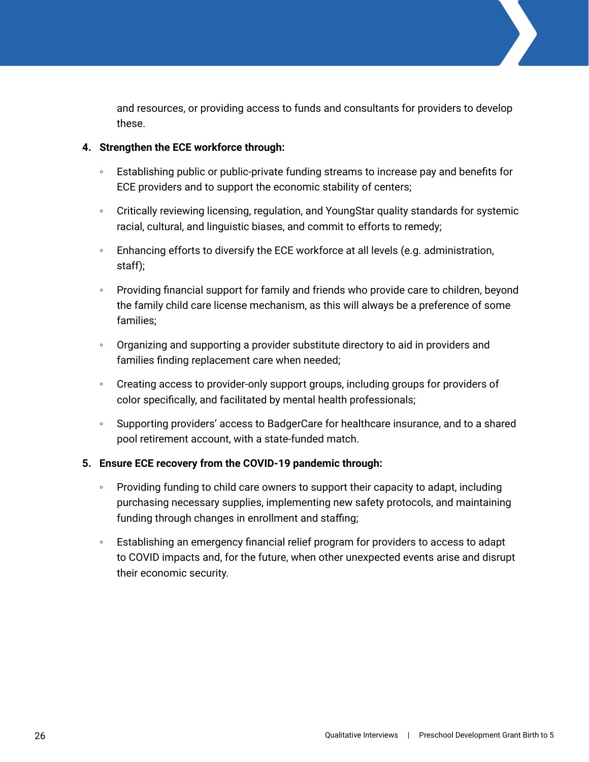and resources, or providing access to funds and consultants for providers to develop these.

4. **Strengthen the ECE workforce through:**
   - Establishing public or public-private funding streams to increase pay and benefits for ECE providers and to support the economic stability of centers;
   - Critically reviewing licensing, regulation, and YoungStar quality standards for systemic racial, cultural, and linguistic biases, and commit to efforts to remedy;
   - Enhancing efforts to diversify the ECE workforce at all levels (e.g. administration, staff);
   - Providing financial support for family and friends who provide care to children, beyond the family child care license mechanism, as this will always be a preference of some families;
   - Organizing and supporting a provider substitute directory to aid in providers and families finding replacement care when needed;
   - Creating access to provider-only support groups, including groups for providers of color specifically, and facilitated by mental health professionals;
   - Supporting providers' access to BadgerCare for healthcare insurance, and to a shared pool retirement account, with a state-funded match.

5. **Ensure ECE recovery from the COVID-19 pandemic through:**
   - Providing funding to child care owners to support their capacity to adapt, including purchasing necessary supplies, implementing new safety protocols, and maintaining funding through changes in enrollment and staffing;
   - Establishing an emergency financial relief program for providers to access to adapt to COVID impacts and, for the future, when other unexpected events arise and disrupt their economic security.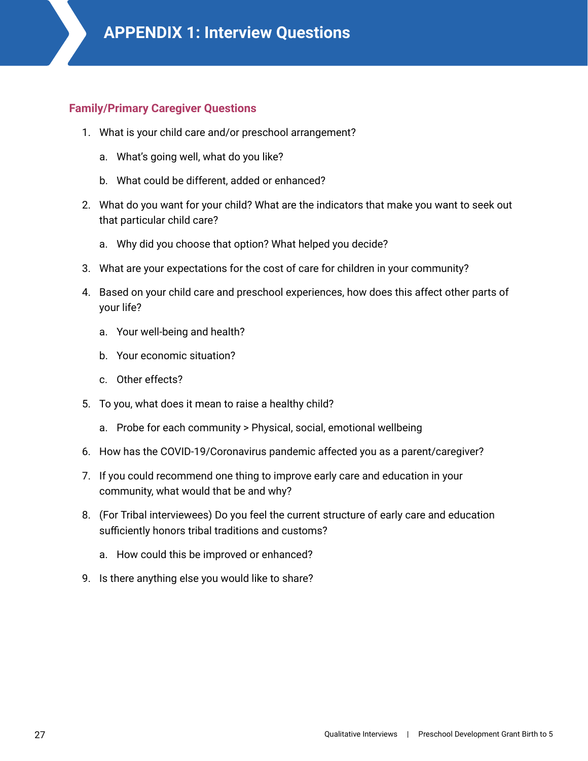# APPENDIX 1: Interview Questions

## Family/Primary Caregiver Questions

1. What is your child care and/or preschool arrangement?
   a. What's going well, what do you like?
   b. What could be different, added or enhanced?
2. What do you want for your child? What are the indicators that make you want to seek out that particular child care?
   a. Why did you choose that option? What helped you decide?
3. What are your expectations for the cost of care for children in your community?
4. Based on your child care and preschool experiences, how does this affect other parts of your life?
   a. Your well-being and health?
   b. Your economic situation?
   c. Other effects?
5. To you, what does it mean to raise a healthy child?
   a. Probe for each community > Physical, social, emotional wellbeing
6. How has the COVID-19/Coronavirus pandemic affected you as a parent/caregiver?
7. If you could recommend one thing to improve early care and education in your community, what would that be and why?
8. (For Tribal interviewees) Do you feel the current structure of early care and education sufficiently honors tribal traditions and customs?
   a. How could this be improved or enhanced?
9. Is there anything else you would like to share?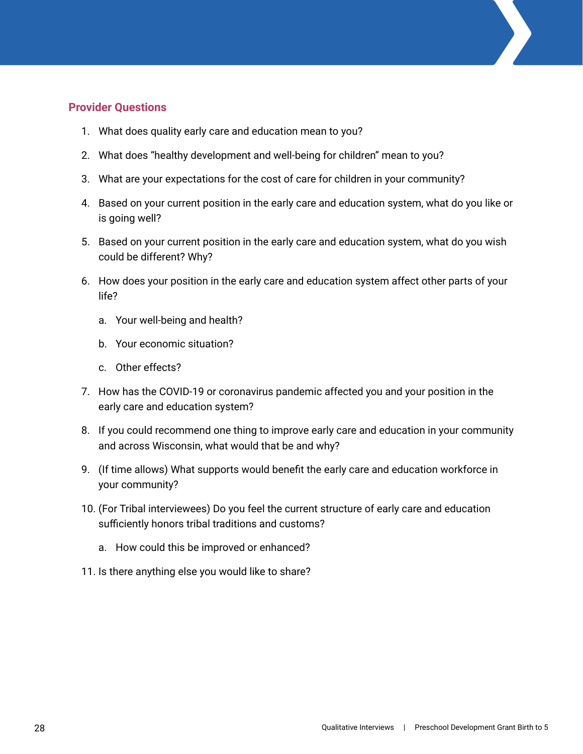## Provider Questions

1. What does quality early care and education mean to you?
2. What does "healthy development and well-being for children" mean to you?
3. What are your expectations for the cost of care for children in your community?
4. Based on your current position in the early care and education system, what do you like or is going well?
5. Based on your current position in the early care and education system, what do you wish could be different? Why?
6. How does your position in the early care and education system affect other parts of your life?
    a. Your well-being and health?
    b. Your economic situation?
    c. Other effects?
7. How has the COVID-19 or coronavirus pandemic affected you and your position in the early care and education system?
8. If you could recommend one thing to improve early care and education in your community and across Wisconsin, what would that be and why?
9. (If time allows) What supports would benefit the early care and education workforce in your community?
10. (For Tribal interviewees) Do you feel the current structure of early care and education sufficiently honors tribal traditions and customs?
    a. How could this be improved or enhanced?
11. Is there anything else you would like to share?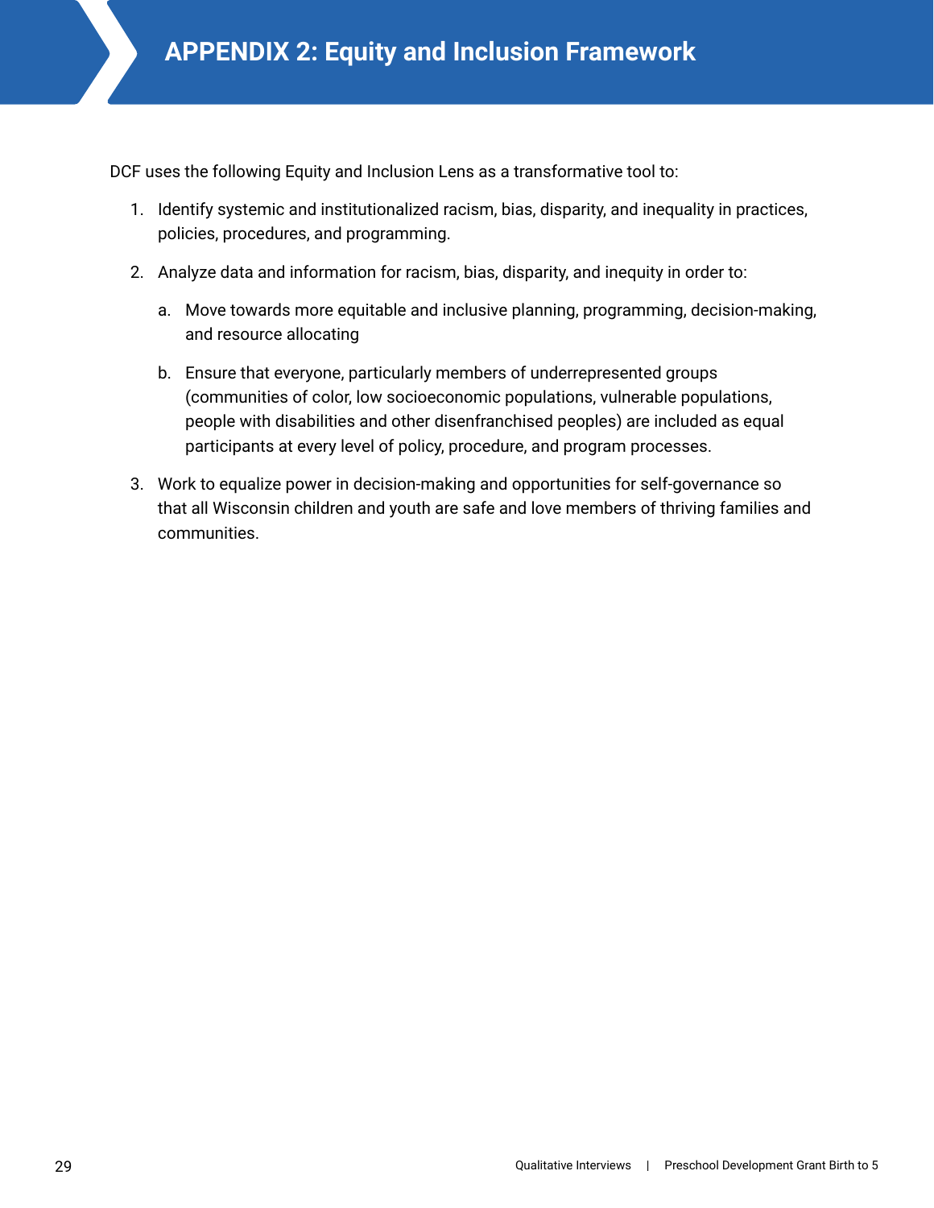# APPENDIX 2: Equity and Inclusion Framework

DCF uses the following Equity and Inclusion Lens as a transformative tool to:

1. Identify systemic and institutionalized racism, bias, disparity, and inequality in practices, policies, procedures, and programming.
2. Analyze data and information for racism, bias, disparity, and inequity in order to:
   a. Move towards more equitable and inclusive planning, programming, decision-making, and resource allocating
   b. Ensure that everyone, particularly members of underrepresented groups (communities of color, low socioeconomic populations, vulnerable populations, people with disabilities and other disenfranchised peoples) are included as equal participants at every level of policy, procedure, and program processes.
3. Work to equalize power in decision-making and opportunities for self-governance so that all Wisconsin children and youth are safe and love members of thriving families and communities.